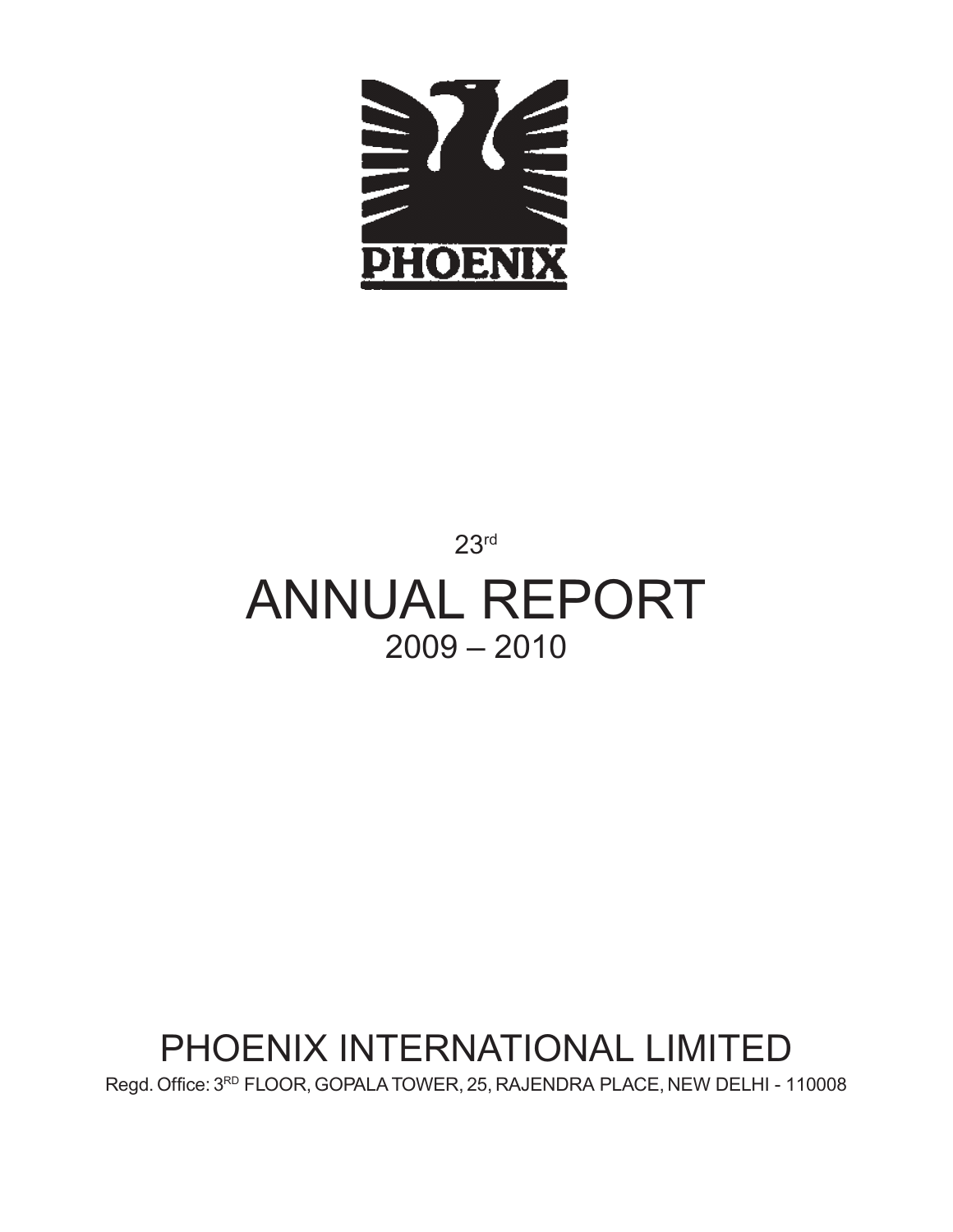PHOENIX

23rd

# ANNUAL REPORT

2009 – 2010

## PHOENIX INTERNATIONAL LIMITED

Regd. Office: 3RD FLOOR, GOPALA TOWER, 25, RAJENDRA PLACE, NEW DELHI - 110008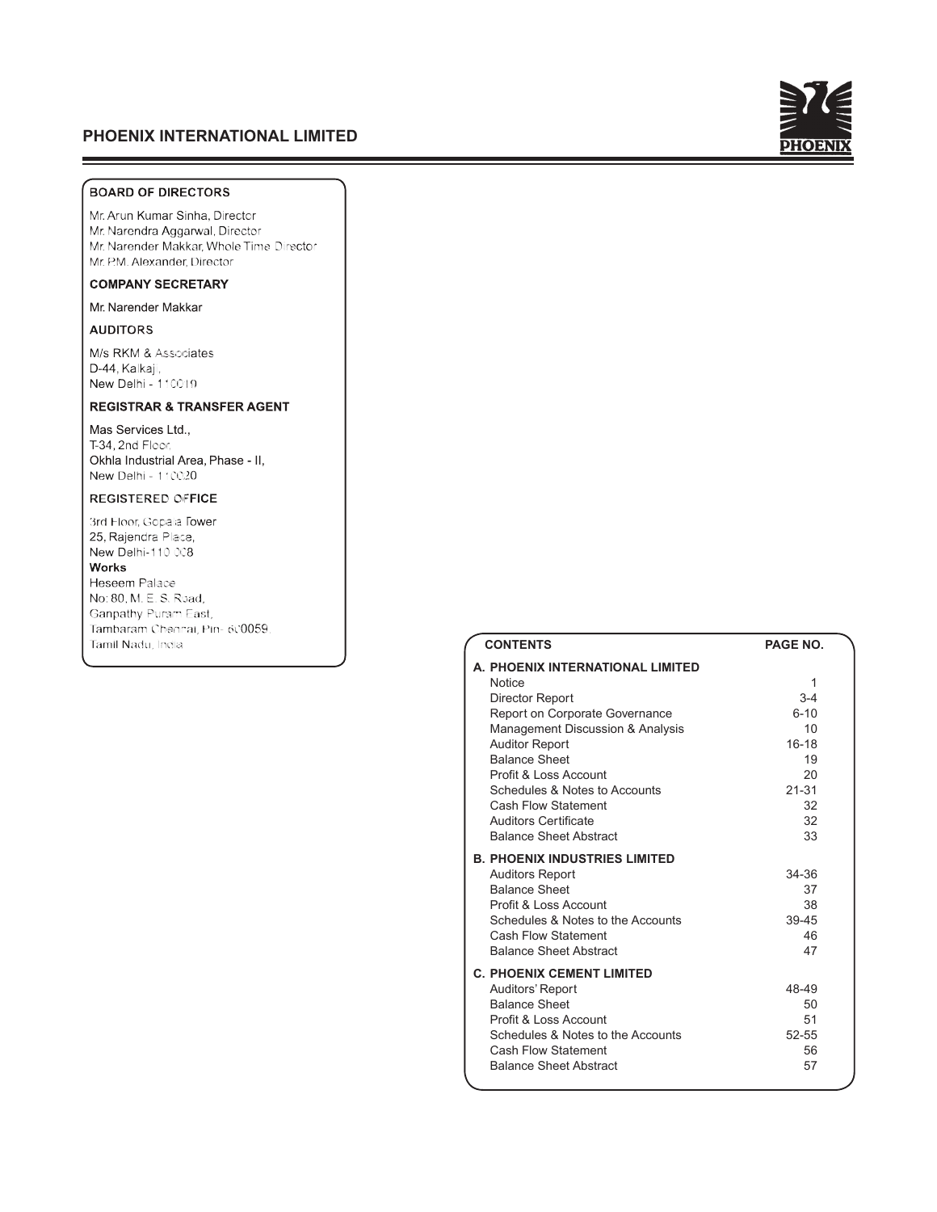# PHOENIX INTERNATIONAL LIMITED

**BOARD OF DIRECTORS**

Mr. Arun Kumar Sinha, Director
Mr. Narendra Aggarwal, Director
Mr. Narender Makkar, Whole Time Director
Mr. P.M. Alexander, Director

**COMPANY SECRETARY**

Mr. Narender Makkar

**AUDITORS**

M/s RKM & Associates
D-44, Kalkaji,
New Delhi - 110019

**REGISTRAR & TRANSFER AGENT**

Mas Services Ltd.,
T-34, 2nd Floor,
Okhla Industrial Area, Phase - II,
New Delhi - 110020

**REGISTERED OFFICE**

3rd Floor, Gopala Tower
25, Rajendra Place,
New Delhi-110 008

**Works**

Heseem Palace
No: 80, M. E. S. Road,
Ganpathy Puram East,
Tambaram Chennai, Pin- 600059.
Tamil Nadu, India

| CONTENTS | PAGE NO. |
|---|---|
| **A. PHOENIX INTERNATIONAL LIMITED** | |
| Notice | 1 |
| Director Report | 3-4 |
| Report on Corporate Governance | 6-10 |
| Management Discussion & Analysis | 10 |
| Auditor Report | 16-18 |
| Balance Sheet | 19 |
| Profit & Loss Account | 20 |
| Schedules & Notes to Accounts | 21-31 |
| Cash Flow Statement | 32 |
| Auditors Certificate | 32 |
| Balance Sheet Abstract | 33 |
| **B. PHOENIX INDUSTRIES LIMITED** | |
| Auditors Report | 34-36 |
| Balance Sheet | 37 |
| Profit & Loss Account | 38 |
| Schedules & Notes to the Accounts | 39-45 |
| Cash Flow Statement | 46 |
| Balance Sheet Abstract | 47 |
| **C. PHOENIX CEMENT LIMITED** | |
| Auditors' Report | 48-49 |
| Balance Sheet | 50 |
| Profit & Loss Account | 51 |
| Schedules & Notes to the Accounts | 52-55 |
| Cash Flow Statement | 56 |
| Balance Sheet Abstract | 57 |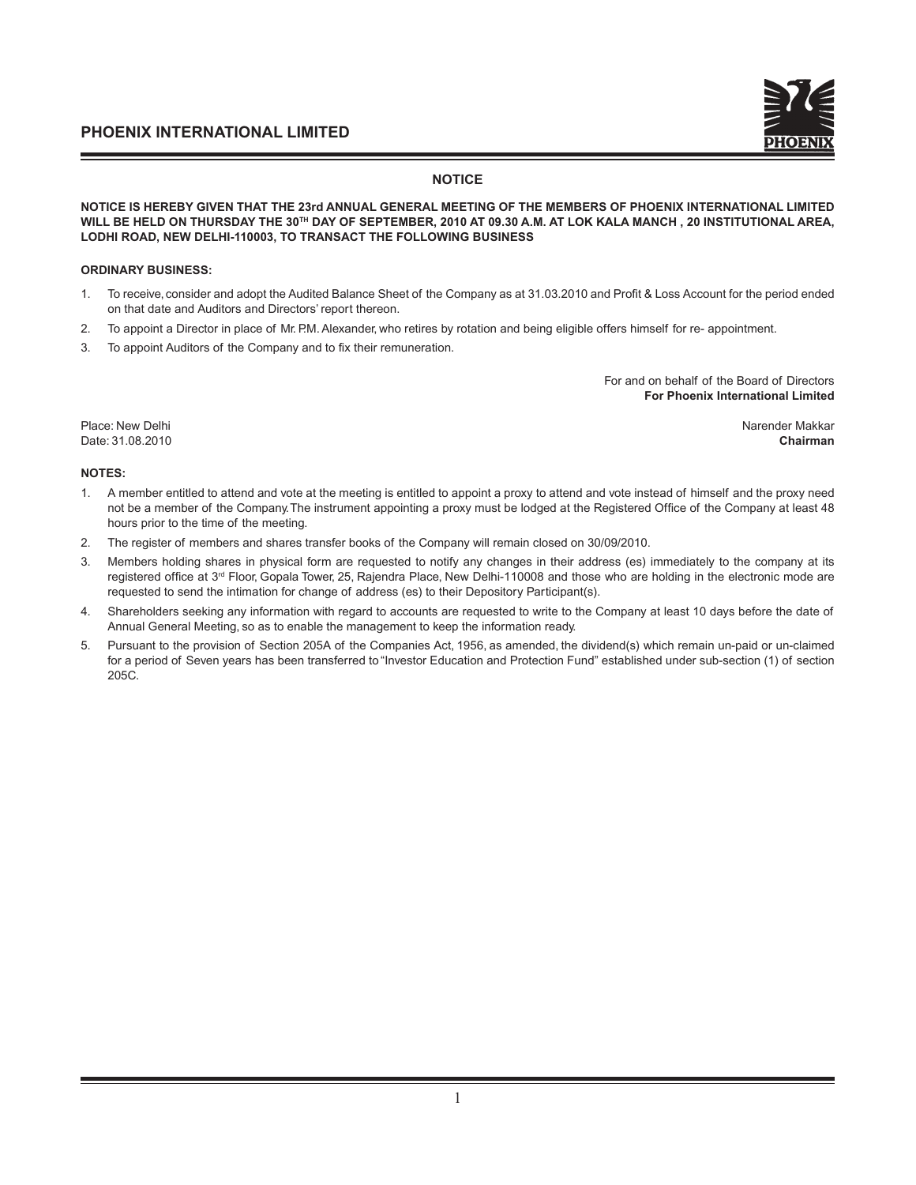# NOTICE

**NOTICE IS HEREBY GIVEN THAT THE 23rd ANNUAL GENERAL MEETING OF THE MEMBERS OF PHOENIX INTERNATIONAL LIMITED WILL BE HELD ON THURSDAY THE 30TH DAY OF SEPTEMBER, 2010 AT 09.30 A.M. AT LOK KALA MANCH , 20 INSTITUTIONAL AREA, LODHI ROAD, NEW DELHI-110003, TO TRANSACT THE FOLLOWING BUSINESS**

**ORDINARY BUSINESS:**

1. To receive, consider and adopt the Audited Balance Sheet of the Company as at 31.03.2010 and Profit & Loss Account for the period ended on that date and Auditors and Directors' report thereon.
2. To appoint a Director in place of Mr. P.M. Alexander, who retires by rotation and being eligible offers himself for re- appointment.
3. To appoint Auditors of the Company and to fix their remuneration.

For and on behalf of the Board of Directors
**For Phoenix International Limited**

Place: New Delhi
Date: 31.08.2010

Narender Makkar
**Chairman**

**NOTES:**

1. A member entitled to attend and vote at the meeting is entitled to appoint a proxy to attend and vote instead of himself and the proxy need not be a member of the Company. The instrument appointing a proxy must be lodged at the Registered Office of the Company at least 48 hours prior to the time of the meeting.
2. The register of members and shares transfer books of the Company will remain closed on 30/09/2010.
3. Members holding shares in physical form are requested to notify any changes in their address (es) immediately to the company at its registered office at 3rd Floor, Gopala Tower, 25, Rajendra Place, New Delhi-110008 and those who are holding in the electronic mode are requested to send the intimation for change of address (es) to their Depository Participant(s).
4. Shareholders seeking any information with regard to accounts are requested to write to the Company at least 10 days before the date of Annual General Meeting, so as to enable the management to keep the information ready.
5. Pursuant to the provision of Section 205A of the Companies Act, 1956, as amended, the dividend(s) which remain un-paid or un-claimed for a period of Seven years has been transferred to "Investor Education and Protection Fund" established under sub-section (1) of section 205C.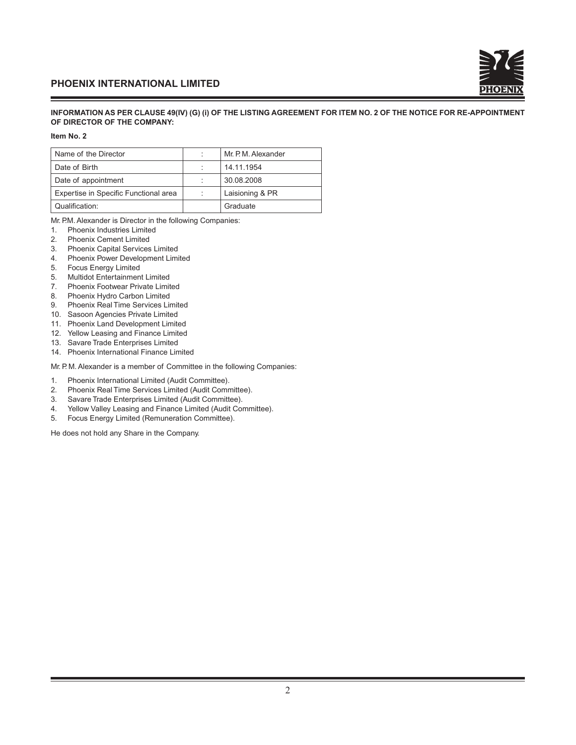**INFORMATION AS PER CLAUSE 49(IV) (G) (i) OF THE LISTING AGREEMENT FOR ITEM NO. 2 OF THE NOTICE FOR RE-APPOINTMENT OF DIRECTOR OF THE COMPANY:**

**Item No. 2**

| | | |
|---|---|---|
| Name of the Director | : | Mr. P. M. Alexander |
| Date of Birth | : | 14.11.1954 |
| Date of appointment | : | 30.08.2008 |
| Expertise in Specific Functional area | : | Laisioning & PR |
| Qualification: | | Graduate |

Mr. P.M. Alexander is Director in the following Companies:

1. Phoenix Industries Limited
2. Phoenix Cement Limited
3. Phoenix Capital Services Limited
4. Phoenix Power Development Limited
5. Focus Energy Limited
5. Multidot Entertainment Limited
7. Phoenix Footwear Private Limited
8. Phoenix Hydro Carbon Limited
9. Phoenix Real Time Services Limited
10. Sasoon Agencies Private Limited
11. Phoenix Land Development Limited
12. Yellow Leasing and Finance Limited
13. Savare Trade Enterprises Limited
14. Phoenix International Finance Limited

Mr. P. M. Alexander is a member of Committee in the following Companies:

1. Phoenix International Limited (Audit Committee).
2. Phoenix Real Time Services Limited (Audit Committee).
3. Savare Trade Enterprises Limited (Audit Committee).
4. Yellow Valley Leasing and Finance Limited (Audit Committee).
5. Focus Energy Limited (Remuneration Committee).

He does not hold any Share in the Company.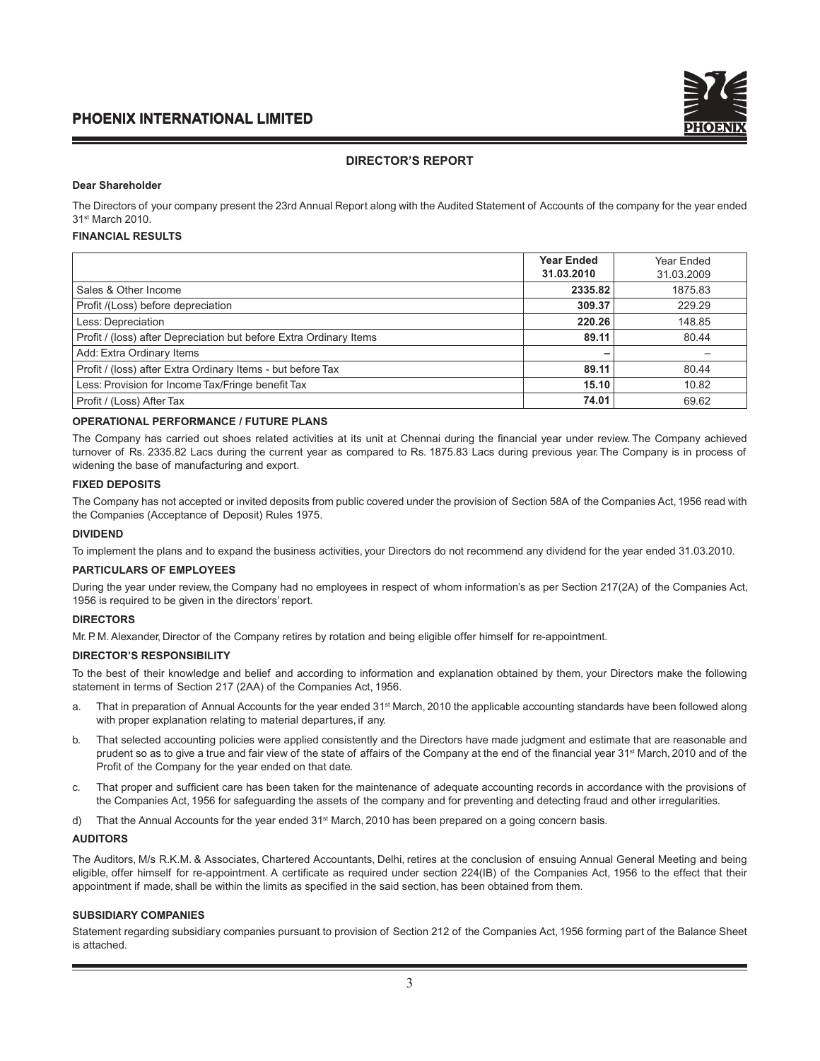## DIRECTOR'S REPORT

**Dear Shareholder**

The Directors of your company present the 23rd Annual Report along with the Audited Statement of Accounts of the company for the year ended 31st March 2010.

**FINANCIAL RESULTS**

| | **Year Ended 31.03.2010** | Year Ended 31.03.2009 |
|---|---|---|
| Sales & Other Income | **2335.82** | 1875.83 |
| Profit /(Loss) before depreciation | **309.37** | 229.29 |
| Less: Depreciation | **220.26** | 148.85 |
| Profit / (loss) after Depreciation but before Extra Ordinary Items | **89.11** | 80.44 |
| Add: Extra Ordinary Items | **–** | – |
| Profit / (loss) after Extra Ordinary Items - but before Tax | **89.11** | 80.44 |
| Less: Provision for Income Tax/Fringe benefit Tax | **15.10** | 10.82 |
| Profit / (Loss) After Tax | **74.01** | 69.62 |

**OPERATIONAL PERFORMANCE / FUTURE PLANS**

The Company has carried out shoes related activities at its unit at Chennai during the financial year under review. The Company achieved turnover of Rs. 2335.82 Lacs during the current year as compared to Rs. 1875.83 Lacs during previous year. The Company is in process of widening the base of manufacturing and export.

**FIXED DEPOSITS**

The Company has not accepted or invited deposits from public covered under the provision of Section 58A of the Companies Act, 1956 read with the Companies (Acceptance of Deposit) Rules 1975.

**DIVIDEND**

To implement the plans and to expand the business activities, your Directors do not recommend any dividend for the year ended 31.03.2010.

**PARTICULARS OF EMPLOYEES**

During the year under review, the Company had no employees in respect of whom information's as per Section 217(2A) of the Companies Act, 1956 is required to be given in the directors' report.

**DIRECTORS**

Mr. P. M. Alexander, Director of the Company retires by rotation and being eligible offer himself for re-appointment.

**DIRECTOR'S RESPONSIBILITY**

To the best of their knowledge and belief and according to information and explanation obtained by them, your Directors make the following statement in terms of Section 217 (2AA) of the Companies Act, 1956.

a. That in preparation of Annual Accounts for the year ended 31st March, 2010 the applicable accounting standards have been followed along with proper explanation relating to material departures, if any.

b. That selected accounting policies were applied consistently and the Directors have made judgment and estimate that are reasonable and prudent so as to give a true and fair view of the state of affairs of the Company at the end of the financial year 31st March, 2010 and of the Profit of the Company for the year ended on that date.

c. That proper and sufficient care has been taken for the maintenance of adequate accounting records in accordance with the provisions of the Companies Act, 1956 for safeguarding the assets of the company and for preventing and detecting fraud and other irregularities.

d) That the Annual Accounts for the year ended 31st March, 2010 has been prepared on a going concern basis.

**AUDITORS**

The Auditors, M/s R.K.M. & Associates, Chartered Accountants, Delhi, retires at the conclusion of ensuing Annual General Meeting and being eligible, offer himself for re-appointment. A certificate as required under section 224(IB) of the Companies Act, 1956 to the effect that their appointment if made, shall be within the limits as specified in the said section, has been obtained from them.

**SUBSIDIARY COMPANIES**

Statement regarding subsidiary companies pursuant to provision of Section 212 of the Companies Act, 1956 forming part of the Balance Sheet is attached.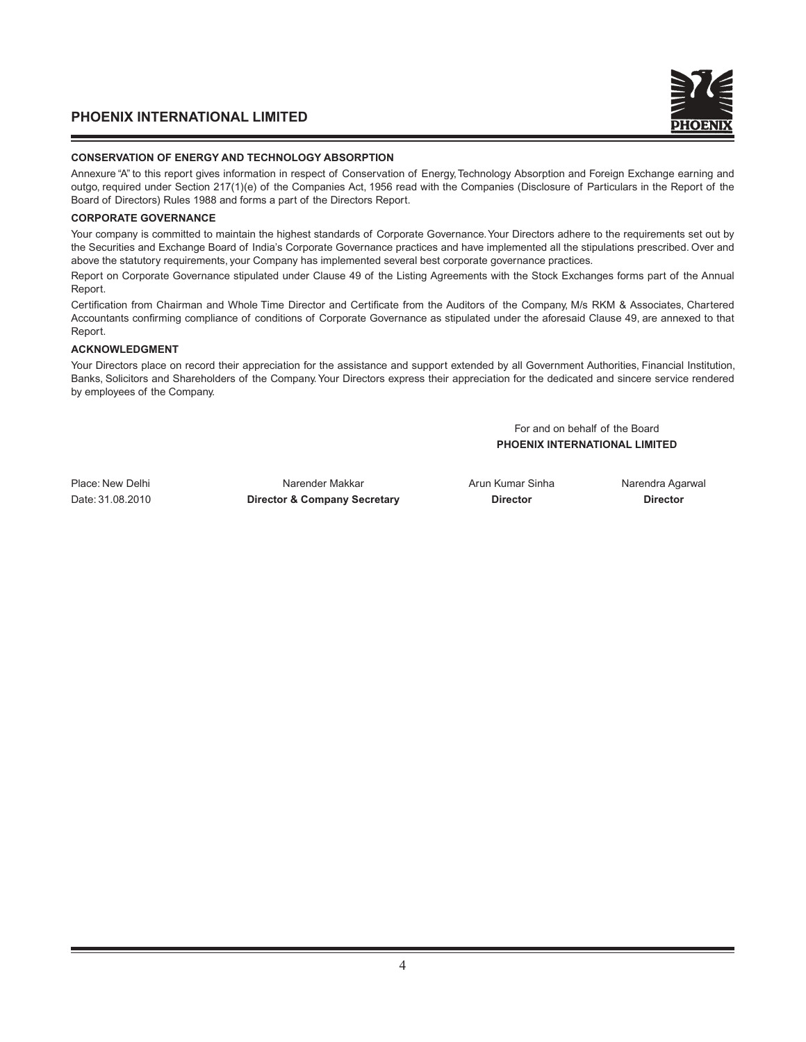### CONSERVATION OF ENERGY AND TECHNOLOGY ABSORPTION

Annexure "A" to this report gives information in respect of Conservation of Energy, Technology Absorption and Foreign Exchange earning and outgo, required under Section 217(1)(e) of the Companies Act, 1956 read with the Companies (Disclosure of Particulars in the Report of the Board of Directors) Rules 1988 and forms a part of the Directors Report.

### CORPORATE GOVERNANCE

Your company is committed to maintain the highest standards of Corporate Governance. Your Directors adhere to the requirements set out by the Securities and Exchange Board of India's Corporate Governance practices and have implemented all the stipulations prescribed. Over and above the statutory requirements, your Company has implemented several best corporate governance practices.

Report on Corporate Governance stipulated under Clause 49 of the Listing Agreements with the Stock Exchanges forms part of the Annual Report.

Certification from Chairman and Whole Time Director and Certificate from the Auditors of the Company, M/s RKM & Associates, Chartered Accountants confirming compliance of conditions of Corporate Governance as stipulated under the aforesaid Clause 49, are annexed to that Report.

### ACKNOWLEDGMENT

Your Directors place on record their appreciation for the assistance and support extended by all Government Authorities, Financial Institution, Banks, Solicitors and Shareholders of the Company. Your Directors express their appreciation for the dedicated and sincere service rendered by employees of the Company.

For and on behalf of the Board
**PHOENIX INTERNATIONAL LIMITED**

| | | | |
|---|---|---|---|
| Place: New Delhi | Narender Makkar | Arun Kumar Sinha | Narendra Agarwal |
| Date: 31.08.2010 | **Director & Company Secretary** | **Director** | **Director** |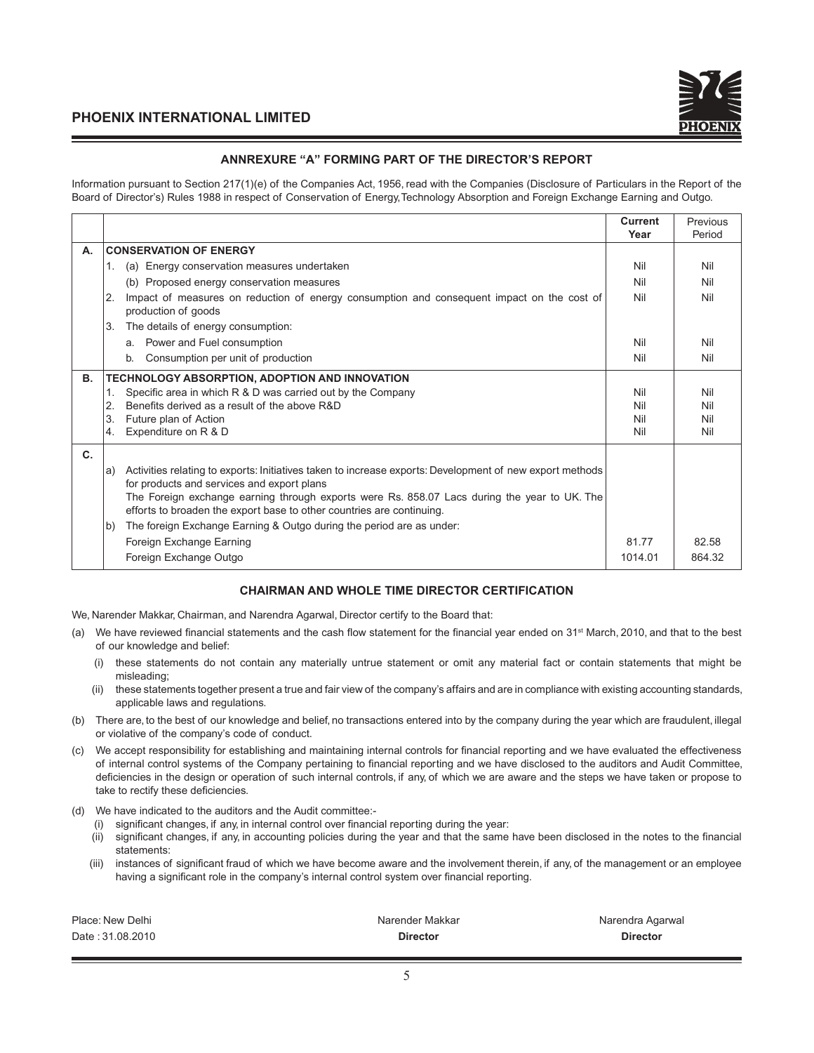## ANNREXURE "A" FORMING PART OF THE DIRECTOR'S REPORT

Information pursuant to Section 217(1)(e) of the Companies Act, 1956, read with the Companies (Disclosure of Particulars in the Report of the Board of Director's) Rules 1988 in respect of Conservation of Energy,Technology Absorption and Foreign Exchange Earning and Outgo.

| | | Current Year | Previous Period |
|---|---|---|---|
| **A.** | **CONSERVATION OF ENERGY** | | |
| | 1. (a) Energy conservation measures undertaken | Nil | Nil |
| | (b) Proposed energy conservation measures | Nil | Nil |
| | 2. Impact of measures on reduction of energy consumption and consequent impact on the cost of production of goods | Nil | Nil |
| | 3. The details of energy consumption: | | |
| | a. Power and Fuel consumption | Nil | Nil |
| | b. Consumption per unit of production | Nil | Nil |
| **B.** | **TECHNOLOGY ABSORPTION, ADOPTION AND INNOVATION** | | |
| | 1. Specific area in which R & D was carried out by the Company | Nil | Nil |
| | 2. Benefits derived as a result of the above R&D | Nil | Nil |
| | 3. Future plan of Action | Nil | Nil |
| | 4. Expenditure on R & D | Nil | Nil |
| **C.** | | | |
| | a) Activities relating to exports: Initiatives taken to increase exports: Development of new export methods for products and services and export plans<br>The Foreign exchange earning through exports were Rs. 858.07 Lacs during the year to UK. The efforts to broaden the export base to other countries are continuing. | | |
| | b) The foreign Exchange Earning & Outgo during the period are as under: | | |
| | Foreign Exchange Earning | 81.77 | 82.58 |
| | Foreign Exchange Outgo | 1014.01 | 864.32 |

## CHAIRMAN AND WHOLE TIME DIRECTOR CERTIFICATION

We, Narender Makkar, Chairman, and Narendra Agarwal, Director certify to the Board that:

(a) We have reviewed financial statements and the cash flow statement for the financial year ended on 31st March, 2010, and that to the best of our knowledge and belief:

   (i) these statements do not contain any materially untrue statement or omit any material fact or contain statements that might be misleading;

   (ii) these statements together present a true and fair view of the company's affairs and are in compliance with existing accounting standards, applicable laws and regulations.

(b) There are, to the best of our knowledge and belief, no transactions entered into by the company during the year which are fraudulent, illegal or violative of the company's code of conduct.

(c) We accept responsibility for establishing and maintaining internal controls for financial reporting and we have evaluated the effectiveness of internal control systems of the Company pertaining to financial reporting and we have disclosed to the auditors and Audit Committee, deficiencies in the design or operation of such internal controls, if any, of which we are aware and the steps we have taken or propose to take to rectify these deficiencies.

(d) We have indicated to the auditors and the Audit committee:-

   (i) significant changes, if any, in internal control over financial reporting during the year:

   (ii) significant changes, if any, in accounting policies during the year and that the same have been disclosed in the notes to the financial statements:

   (iii) instances of significant fraud of which we have become aware and the involvement therein, if any, of the management or an employee having a significant role in the company's internal control system over financial reporting.

Place: New Delhi
Date : 31.08.2010

Narender Makkar
**Director**

Narendra Agarwal
**Director**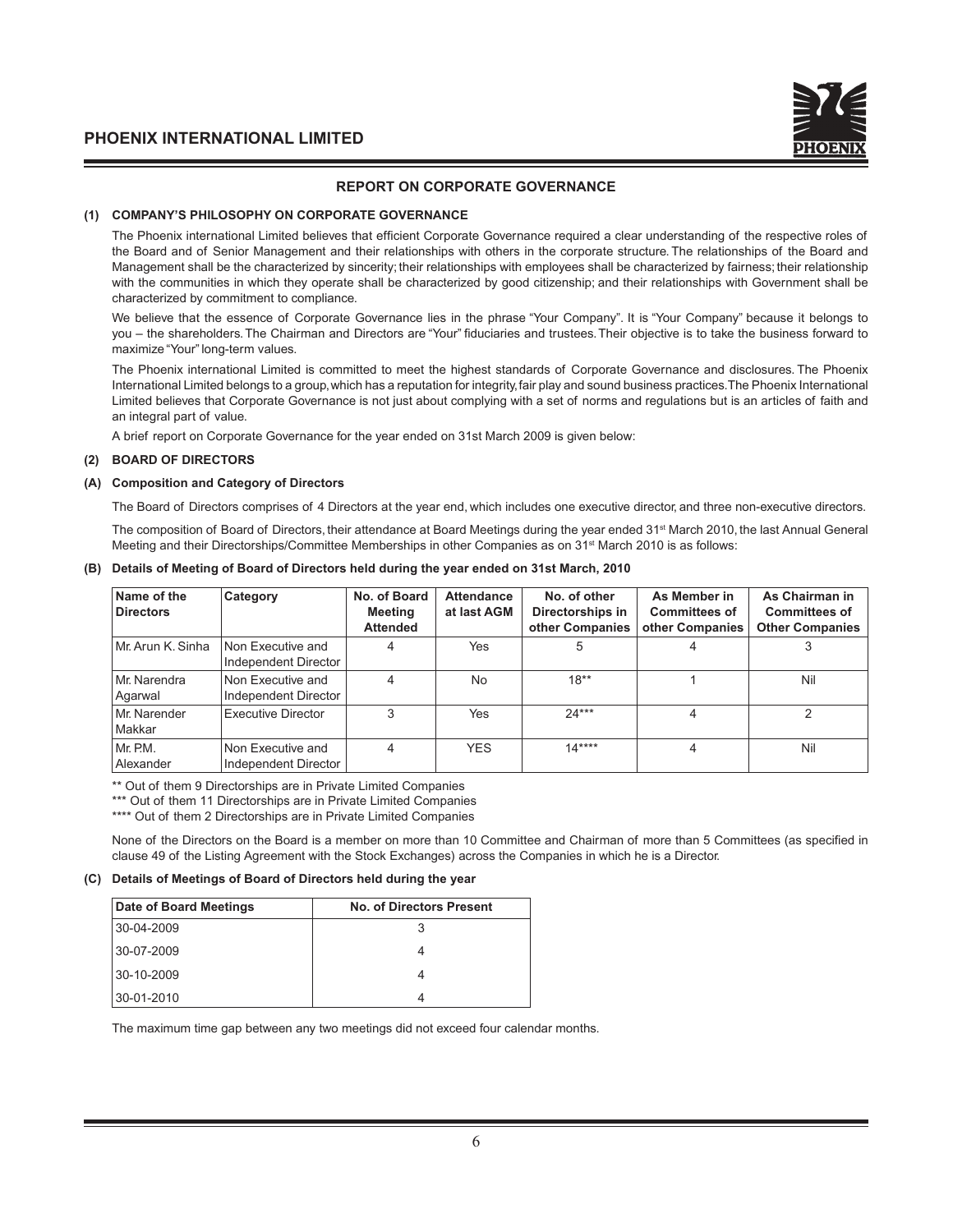## REPORT ON CORPORATE GOVERNANCE

### (1) COMPANY'S PHILOSOPHY ON CORPORATE GOVERNANCE

The Phoenix international Limited believes that efficient Corporate Governance required a clear understanding of the respective roles of the Board and of Senior Management and their relationships with others in the corporate structure. The relationships of the Board and Management shall be the characterized by sincerity; their relationships with employees shall be characterized by fairness; their relationship with the communities in which they operate shall be characterized by good citizenship; and their relationships with Government shall be characterized by commitment to compliance.

We believe that the essence of Corporate Governance lies in the phrase "Your Company". It is "Your Company" because it belongs to you – the shareholders. The Chairman and Directors are "Your" fiduciaries and trustees. Their objective is to take the business forward to maximize "Your" long-term values.

The Phoenix international Limited is committed to meet the highest standards of Corporate Governance and disclosures. The Phoenix International Limited belongs to a group, which has a reputation for integrity, fair play and sound business practices. The Phoenix International Limited believes that Corporate Governance is not just about complying with a set of norms and regulations but is an articles of faith and an integral part of value.

A brief report on Corporate Governance for the year ended on 31st March 2009 is given below:

### (2) BOARD OF DIRECTORS

#### (A) Composition and Category of Directors

The Board of Directors comprises of 4 Directors at the year end, which includes one executive director, and three non-executive directors.

The composition of Board of Directors, their attendance at Board Meetings during the year ended 31st March 2010, the last Annual General Meeting and their Directorships/Committee Memberships in other Companies as on 31st March 2010 is as follows:

#### (B) Details of Meeting of Board of Directors held during the year ended on 31st March, 2010

| Name of the Directors | Category | No. of Board Meeting Attended | Attendance at last AGM | No. of other Directorships in other Companies | As Member in Committees of other Companies | As Chairman in Committees of Other Companies |
|---|---|---|---|---|---|---|
| Mr. Arun K. Sinha | Non Executive and Independent Director | 4 | Yes | 5 | 4 | 3 |
| Mr. Narendra Agarwal | Non Executive and Independent Director | 4 | No | 18** | 1 | Nil |
| Mr. Narender Makkar | Executive Director | 3 | Yes | 24*** | 4 | 2 |
| Mr. P.M. Alexander | Non Executive and Independent Director | 4 | YES | 14**** | 4 | Nil |

** Out of them 9 Directorships are in Private Limited Companies

*** Out of them 11 Directorships are in Private Limited Companies

**** Out of them 2 Directorships are in Private Limited Companies

None of the Directors on the Board is a member on more than 10 Committee and Chairman of more than 5 Committees (as specified in clause 49 of the Listing Agreement with the Stock Exchanges) across the Companies in which he is a Director.

#### (C) Details of Meetings of Board of Directors held during the year

| Date of Board Meetings | No. of Directors Present |
|---|---|
| 30-04-2009 | 3 |
| 30-07-2009 | 4 |
| 30-10-2009 | 4 |
| 30-01-2010 | 4 |

The maximum time gap between any two meetings did not exceed four calendar months.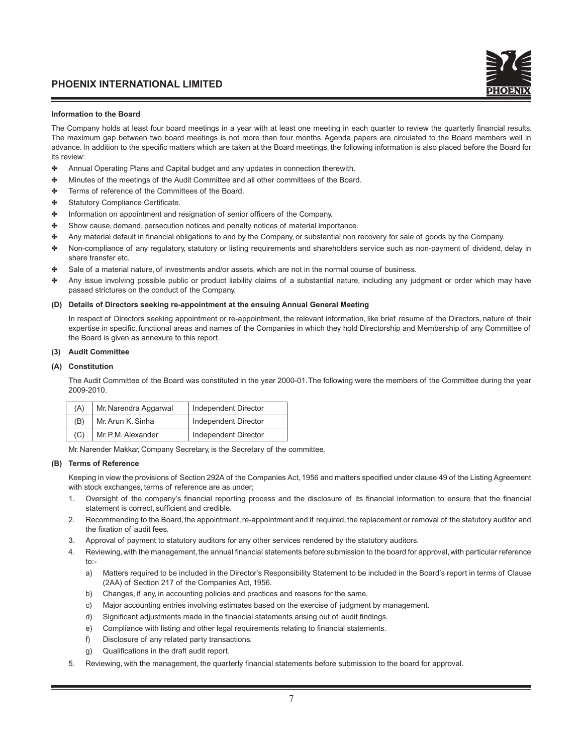#### Information to the Board

The Company holds at least four board meetings in a year with at least one meeting in each quarter to review the quarterly financial results. The maximum gap between two board meetings is not more than four months. Agenda papers are circulated to the Board members well in advance. In addition to the specific matters which are taken at the Board meetings, the following information is also placed before the Board for its review:

- Annual Operating Plans and Capital budget and any updates in connection therewith.
- Minutes of the meetings of the Audit Committee and all other committees of the Board.
- Terms of reference of the Committees of the Board.
- Statutory Compliance Certificate.
- Information on appointment and resignation of senior officers of the Company.
- Show cause, demand, persecution notices and penalty notices of material importance.
- Any material default in financial obligations to and by the Company, or substantial non recovery for sale of goods by the Company.
- Non-compliance of any regulatory, statutory or listing requirements and shareholders service such as non-payment of dividend, delay in share transfer etc.
- Sale of a material nature, of investments and/or assets, which are not in the normal course of business.
- Any issue involving possible public or product liability claims of a substantial nature, including any judgment or order which may have passed strictures on the conduct of the Company.

#### (D) Details of Directors seeking re-appointment at the ensuing Annual General Meeting

In respect of Directors seeking appointment or re-appointment, the relevant information, like brief resume of the Directors, nature of their expertise in specific, functional areas and names of the Companies in which they hold Directorship and Membership of any Committee of the Board is given as annexure to this report.

### (3) Audit Committee

#### (A) Constitution

The Audit Committee of the Board was constituted in the year 2000-01. The following were the members of the Committee during the year 2009-2010.

| | | |
|---|---|---|
| (A) | Mr. Narendra Aggarwal | Independent Director |
| (B) | Mr. Arun K. Sinha | Independent Director |
| (C) | Mr. P. M. Alexander | Independent Director |

Mr. Narender Makkar, Company Secretary, is the Secretary of the committee.

#### (B) Terms of Reference

Keeping in view the provisions of Section 292A of the Companies Act, 1956 and matters specified under clause 49 of the Listing Agreement with stock exchanges, terms of reference are as under;

1. Oversight of the company's financial reporting process and the disclosure of its financial information to ensure that the financial statement is correct, sufficient and credible.
2. Recommending to the Board, the appointment, re-appointment and if required, the replacement or removal of the statutory auditor and the fixation of audit fees.
3. Approval of payment to statutory auditors for any other services rendered by the statutory auditors.
4. Reviewing, with the management, the annual financial statements before submission to the board for approval, with particular reference to:-
   a) Matters required to be included in the Director's Responsibility Statement to be included in the Board's report in terms of Clause (2AA) of Section 217 of the Companies Act, 1956.
   b) Changes, if any, in accounting policies and practices and reasons for the same.
   c) Major accounting entries involving estimates based on the exercise of judgment by management.
   d) Significant adjustments made in the financial statements arising out of audit findings.
   e) Compliance with listing and other legal requirements relating to financial statements.
   f) Disclosure of any related party transactions.
   g) Qualifications in the draft audit report.
5. Reviewing, with the management, the quarterly financial statements before submission to the board for approval.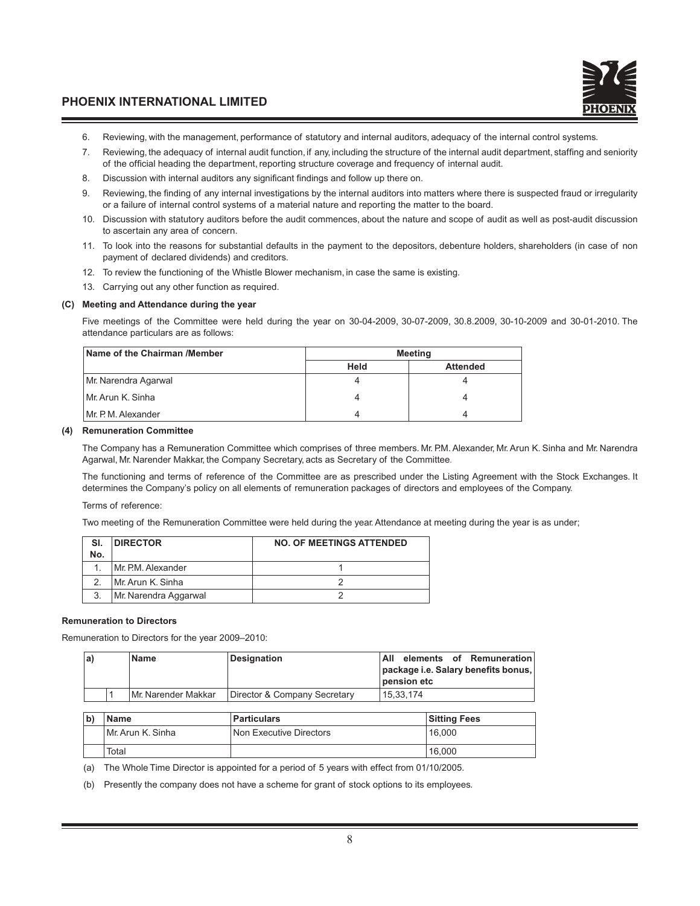6. Reviewing, with the management, performance of statutory and internal auditors, adequacy of the internal control systems.
7. Reviewing, the adequacy of internal audit function, if any, including the structure of the internal audit department, staffing and seniority of the official heading the department, reporting structure coverage and frequency of internal audit.
8. Discussion with internal auditors any significant findings and follow up there on.
9. Reviewing, the finding of any internal investigations by the internal auditors into matters where there is suspected fraud or irregularity or a failure of internal control systems of a material nature and reporting the matter to the board.
10. Discussion with statutory auditors before the audit commences, about the nature and scope of audit as well as post-audit discussion to ascertain any area of concern.
11. To look into the reasons for substantial defaults in the payment to the depositors, debenture holders, shareholders (in case of non payment of declared dividends) and creditors.
12. To review the functioning of the Whistle Blower mechanism, in case the same is existing.
13. Carrying out any other function as required.

**(C) Meeting and Attendance during the year**

Five meetings of the Committee were held during the year on 30-04-2009, 30-07-2009, 30.8.2009, 30-10-2009 and 30-01-2010. The attendance particulars are as follows:

| Name of the Chairman /Member | Meeting | |
|---|---|---|
| | Held | Attended |
| Mr. Narendra Agarwal | 4 | 4 |
| Mr. Arun K. Sinha | 4 | 4 |
| Mr. P. M. Alexander | 4 | 4 |

**(4) Remuneration Committee**

The Company has a Remuneration Committee which comprises of three members. Mr. P.M. Alexander, Mr. Arun K. Sinha and Mr. Narendra Agarwal, Mr. Narender Makkar, the Company Secretary, acts as Secretary of the Committee.

The functioning and terms of reference of the Committee are as prescribed under the Listing Agreement with the Stock Exchanges. It determines the Company's policy on all elements of remuneration packages of directors and employees of the Company.

Terms of reference:

Two meeting of the Remuneration Committee were held during the year. Attendance at meeting during the year is as under;

| Sl. No. | DIRECTOR | NO. OF MEETINGS ATTENDED |
|---|---|---|
| 1. | Mr. P.M. Alexander | 1 |
| 2. | Mr. Arun K. Sinha | 2 |
| 3. | Mr. Narendra Aggarwal | 2 |

**Remuneration to Directors**

Remuneration to Directors for the year 2009–2010:

| a) | | Name | Designation | All elements of Remuneration package i.e. Salary benefits bonus, pension etc |
|---|---|---|---|---|
| | 1 | Mr. Narender Makkar | Director & Company Secretary | 15,33,174 |

| b) | Name | Particulars | Sitting Fees |
|---|---|---|---|
| | Mr. Arun K. Sinha | Non Executive Directors | 16,000 |
| | Total | | 16,000 |

(a) The Whole Time Director is appointed for a period of 5 years with effect from 01/10/2005.

(b) Presently the company does not have a scheme for grant of stock options to its employees.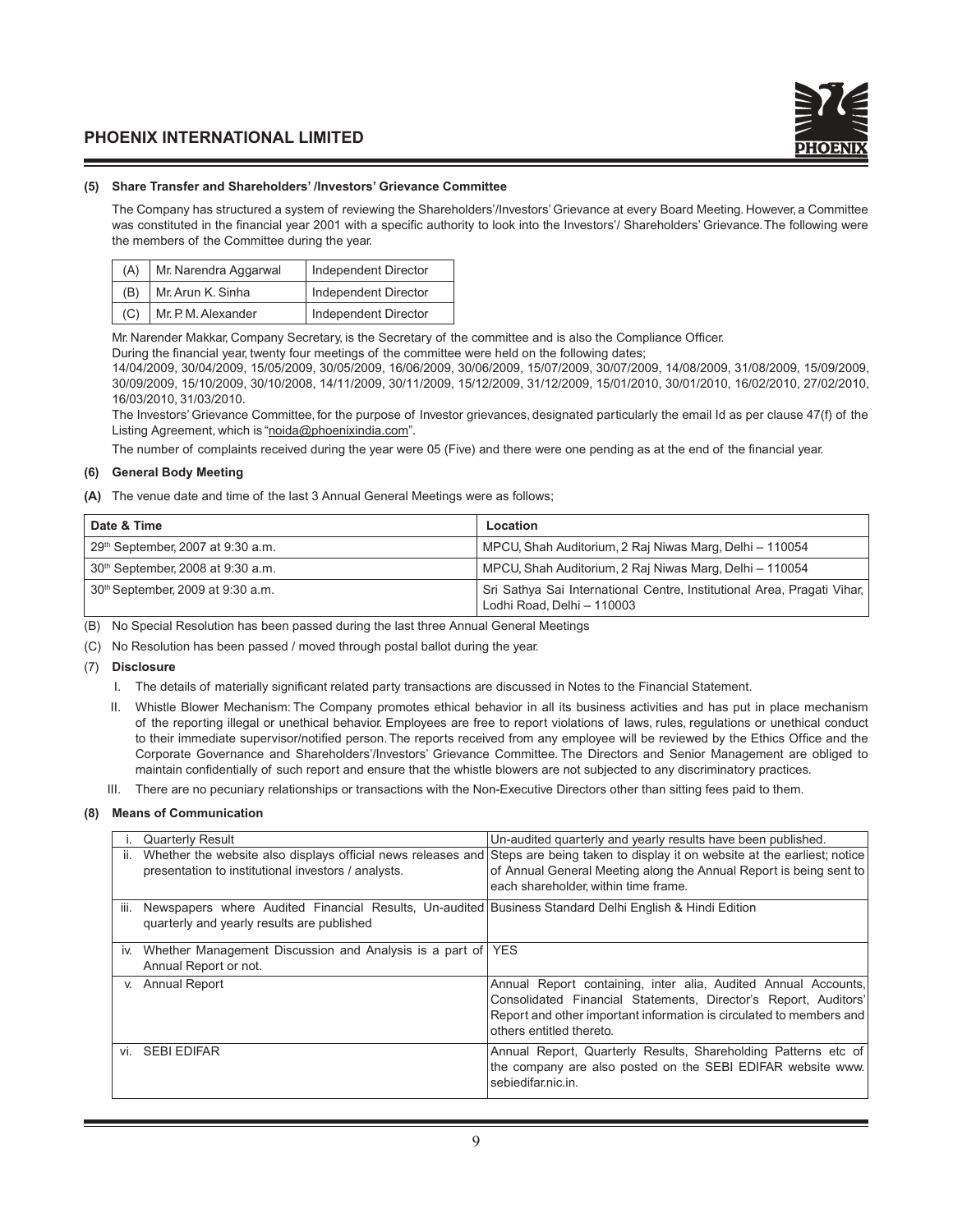**(5) Share Transfer and Shareholders' /Investors' Grievance Committee**

The Company has structured a system of reviewing the Shareholders'/Investors' Grievance at every Board Meeting. However, a Committee was constituted in the financial year 2001 with a specific authority to look into the Investors'/ Shareholders' Grievance. The following were the members of the Committee during the year.

| | | |
|---|---|---|
| (A) | Mr. Narendra Aggarwal | Independent Director |
| (B) | Mr. Arun K. Sinha | Independent Director |
| (C) | Mr. P. M. Alexander | Independent Director |

Mr. Narender Makkar, Company Secretary, is the Secretary of the committee and is also the Compliance Officer.

During the financial year, twenty four meetings of the committee were held on the following dates;

14/04/2009, 30/04/2009, 15/05/2009, 30/05/2009, 16/06/2009, 30/06/2009, 15/07/2009, 30/07/2009, 14/08/2009, 31/08/2009, 15/09/2009, 30/09/2009, 15/10/2009, 30/10/2008, 14/11/2009, 30/11/2009, 15/12/2009, 31/12/2009, 15/01/2010, 30/01/2010, 16/02/2010, 27/02/2010, 16/03/2010, 31/03/2010.

The Investors' Grievance Committee, for the purpose of Investor grievances, designated particularly the email Id as per clause 47(f) of the Listing Agreement, which is "noida@phoenixindia.com".

The number of complaints received during the year were 05 (Five) and there were one pending as at the end of the financial year.

**(6) General Body Meeting**

**(A)** The venue date and time of the last 3 Annual General Meetings were as follows;

| Date & Time | Location |
|---|---|
| 29th September, 2007 at 9:30 a.m. | MPCU, Shah Auditorium, 2 Raj Niwas Marg, Delhi – 110054 |
| 30th September, 2008 at 9:30 a.m. | MPCU, Shah Auditorium, 2 Raj Niwas Marg, Delhi – 110054 |
| 30th September, 2009 at 9:30 a.m. | Sri Sathya Sai International Centre, Institutional Area, Pragati Vihar, Lodhi Road, Delhi – 110003 |

(B) No Special Resolution has been passed during the last three Annual General Meetings

(C) No Resolution has been passed / moved through postal ballot during the year.

(7) **Disclosure**

I. The details of materially significant related party transactions are discussed in Notes to the Financial Statement.

II. Whistle Blower Mechanism: The Company promotes ethical behavior in all its business activities and has put in place mechanism of the reporting illegal or unethical behavior. Employees are free to report violations of laws, rules, regulations or unethical conduct to their immediate supervisor/notified person. The reports received from any employee will be reviewed by the Ethics Office and the Corporate Governance and Shareholders'/Investors' Grievance Committee. The Directors and Senior Management are obliged to maintain confidentially of such report and ensure that the whistle blowers are not subjected to any discriminatory practices.

III. There are no pecuniary relationships or transactions with the Non-Executive Directors other than sitting fees paid to them.

**(8) Means of Communication**

| | |
|---|---|
| i. Quarterly Result | Un-audited quarterly and yearly results have been published. |
| ii. Whether the website also displays official news releases and presentation to institutional investors / analysts. | Steps are being taken to display it on website at the earliest; notice of Annual General Meeting along the Annual Report is being sent to each shareholder, within time frame. |
| iii. Newspapers where Audited Financial Results, Un-audited quarterly and yearly results are published | Business Standard Delhi English & Hindi Edition |
| iv. Whether Management Discussion and Analysis is a part of Annual Report or not. | YES |
| v. Annual Report | Annual Report containing, inter alia, Audited Annual Accounts, Consolidated Financial Statements, Director's Report, Auditors' Report and other important information is circulated to members and others entitled thereto. |
| vi. SEBI EDIFAR | Annual Report, Quarterly Results, Shareholding Patterns etc of the company are also posted on the SEBI EDIFAR website www.sebiedifar.nic.in. |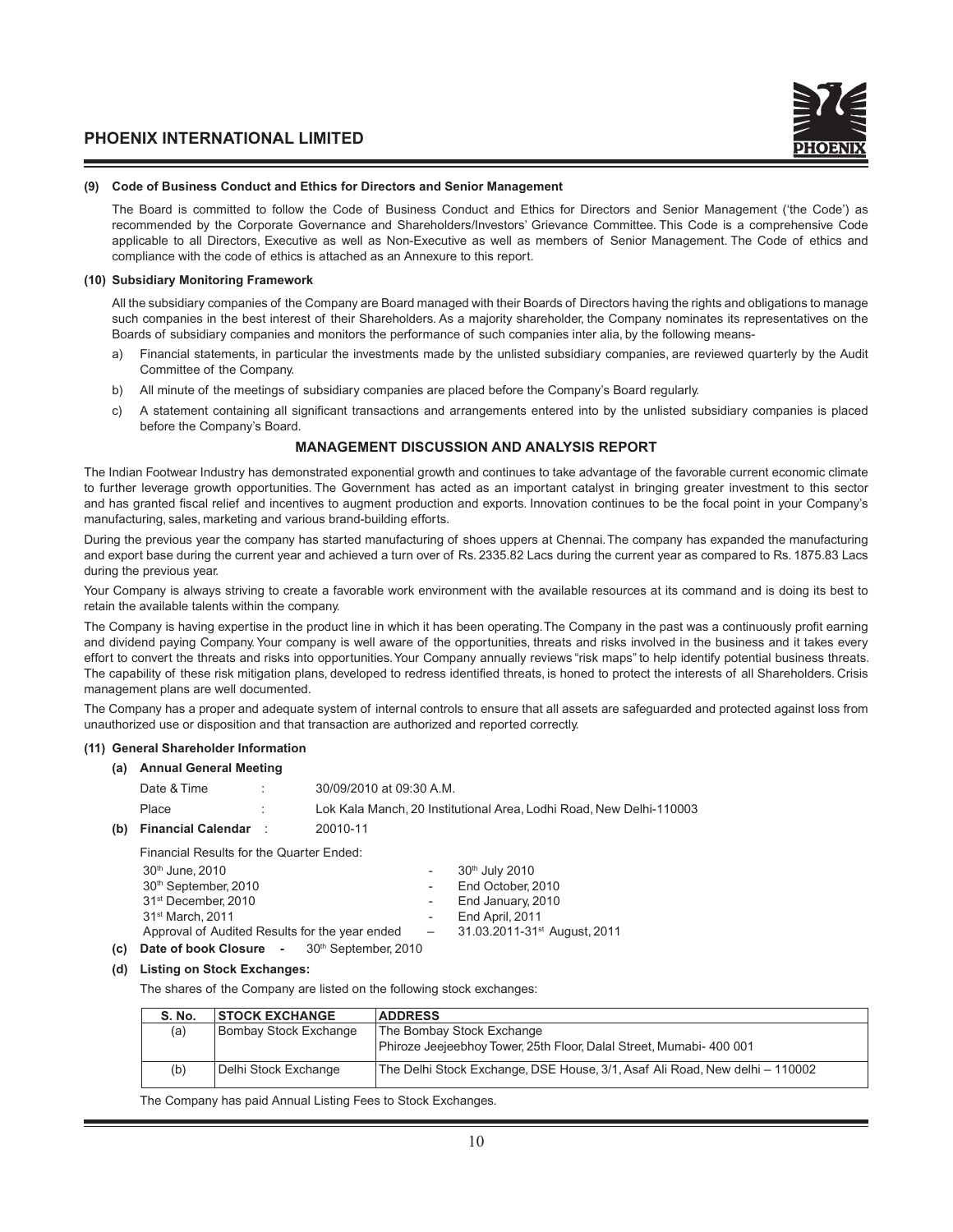**(9) Code of Business Conduct and Ethics for Directors and Senior Management**

The Board is committed to follow the Code of Business Conduct and Ethics for Directors and Senior Management ('the Code') as recommended by the Corporate Governance and Shareholders/Investors' Grievance Committee. This Code is a comprehensive Code applicable to all Directors, Executive as well as Non-Executive as well as members of Senior Management. The Code of ethics and compliance with the code of ethics is attached as an Annexure to this report.

**(10) Subsidiary Monitoring Framework**

All the subsidiary companies of the Company are Board managed with their Boards of Directors having the rights and obligations to manage such companies in the best interest of their Shareholders. As a majority shareholder, the Company nominates its representatives on the Boards of subsidiary companies and monitors the performance of such companies inter alia, by the following means-

a) Financial statements, in particular the investments made by the unlisted subsidiary companies, are reviewed quarterly by the Audit Committee of the Company.

b) All minute of the meetings of subsidiary companies are placed before the Company's Board regularly.

c) A statement containing all significant transactions and arrangements entered into by the unlisted subsidiary companies is placed before the Company's Board.

## MANAGEMENT DISCUSSION AND ANALYSIS REPORT

The Indian Footwear Industry has demonstrated exponential growth and continues to take advantage of the favorable current economic climate to further leverage growth opportunities. The Government has acted as an important catalyst in bringing greater investment to this sector and has granted fiscal relief and incentives to augment production and exports. Innovation continues to be the focal point in your Company's manufacturing, sales, marketing and various brand-building efforts.

During the previous year the company has started manufacturing of shoes uppers at Chennai. The company has expanded the manufacturing and export base during the current year and achieved a turn over of Rs. 2335.82 Lacs during the current year as compared to Rs. 1875.83 Lacs during the previous year.

Your Company is always striving to create a favorable work environment with the available resources at its command and is doing its best to retain the available talents within the company.

The Company is having expertise in the product line in which it has been operating. The Company in the past was a continuously profit earning and dividend paying Company. Your company is well aware of the opportunities, threats and risks involved in the business and it takes every effort to convert the threats and risks into opportunities. Your Company annually reviews "risk maps" to help identify potential business threats. The capability of these risk mitigation plans, developed to redress identified threats, is honed to protect the interests of all Shareholders. Crisis management plans are well documented.

The Company has a proper and adequate system of internal controls to ensure that all assets are safeguarded and protected against loss from unauthorized use or disposition and that transaction are authorized and reported correctly.

**(11) General Shareholder Information**

**(a) Annual General Meeting**

Date & Time : 30/09/2010 at 09:30 A.M.

Place : Lok Kala Manch, 20 Institutional Area, Lodhi Road, New Delhi-110003

**(b) Financial Calendar** : 20010-11

Financial Results for the Quarter Ended:

| | | |
|---|---|---|
| 30th June, 2010 | - | 30th July 2010 |
| 30th September, 2010 | - | End October, 2010 |
| 31st December, 2010 | - | End January, 2010 |
| 31st March, 2011 | - | End April, 2011 |
| Approval of Audited Results for the year ended | – | 31.03.2011-31st August, 2011 |

**(c) Date of book Closure -** 30th September, 2010

**(d) Listing on Stock Exchanges:**

The shares of the Company are listed on the following stock exchanges:

| S. No. | STOCK EXCHANGE | ADDRESS |
|---|---|---|
| (a) | Bombay Stock Exchange | The Bombay Stock Exchange<br>Phiroze Jeejeebhoy Tower, 25th Floor, Dalal Street, Mumabi- 400 001 |
| (b) | Delhi Stock Exchange | The Delhi Stock Exchange, DSE House, 3/1, Asaf Ali Road, New delhi – 110002 |

The Company has paid Annual Listing Fees to Stock Exchanges.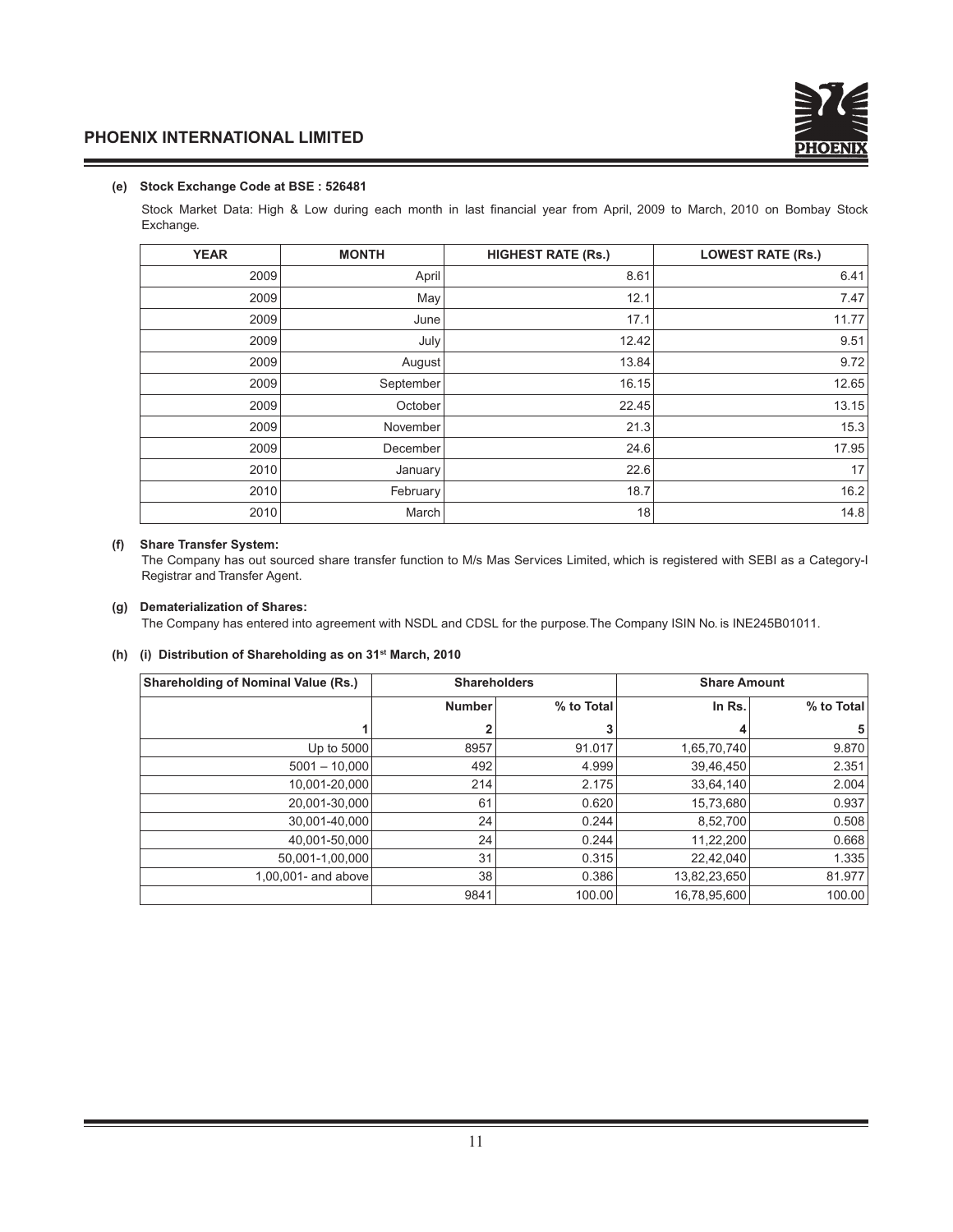**(e) Stock Exchange Code at BSE : 526481**

Stock Market Data: High & Low during each month in last financial year from April, 2009 to March, 2010 on Bombay Stock Exchange.

| YEAR | MONTH | HIGHEST RATE (Rs.) | LOWEST RATE (Rs.) |
|---|---|---|---|
| 2009 | April | 8.61 | 6.41 |
| 2009 | May | 12.1 | 7.47 |
| 2009 | June | 17.1 | 11.77 |
| 2009 | July | 12.42 | 9.51 |
| 2009 | August | 13.84 | 9.72 |
| 2009 | September | 16.15 | 12.65 |
| 2009 | October | 22.45 | 13.15 |
| 2009 | November | 21.3 | 15.3 |
| 2009 | December | 24.6 | 17.95 |
| 2010 | January | 22.6 | 17 |
| 2010 | February | 18.7 | 16.2 |
| 2010 | March | 18 | 14.8 |

**(f) Share Transfer System:**

The Company has out sourced share transfer function to M/s Mas Services Limited, which is registered with SEBI as a Category-I Registrar and Transfer Agent.

**(g) Dematerialization of Shares:**

The Company has entered into agreement with NSDL and CDSL for the purpose. The Company ISIN No. is INE245B01011.

**(h) (i) Distribution of Shareholding as on 31st March, 2010**

| Shareholding of Nominal Value (Rs.) | Shareholders | | Share Amount | |
|---|---|---|---|---|
| | Number | % to Total | In Rs. | % to Total |
| 1 | 2 | 3 | 4 | 5 |
| Up to 5000 | 8957 | 91.017 | 1,65,70,740 | 9.870 |
| 5001 – 10,000 | 492 | 4.999 | 39,46,450 | 2.351 |
| 10,001-20,000 | 214 | 2.175 | 33,64,140 | 2.004 |
| 20,001-30,000 | 61 | 0.620 | 15,73,680 | 0.937 |
| 30,001-40,000 | 24 | 0.244 | 8,52,700 | 0.508 |
| 40,001-50,000 | 24 | 0.244 | 11,22,200 | 0.668 |
| 50,001-1,00,000 | 31 | 0.315 | 22,42,040 | 1.335 |
| 1,00,001- and above | 38 | 0.386 | 13,82,23,650 | 81.977 |
| | 9841 | 100.00 | 16,78,95,600 | 100.00 |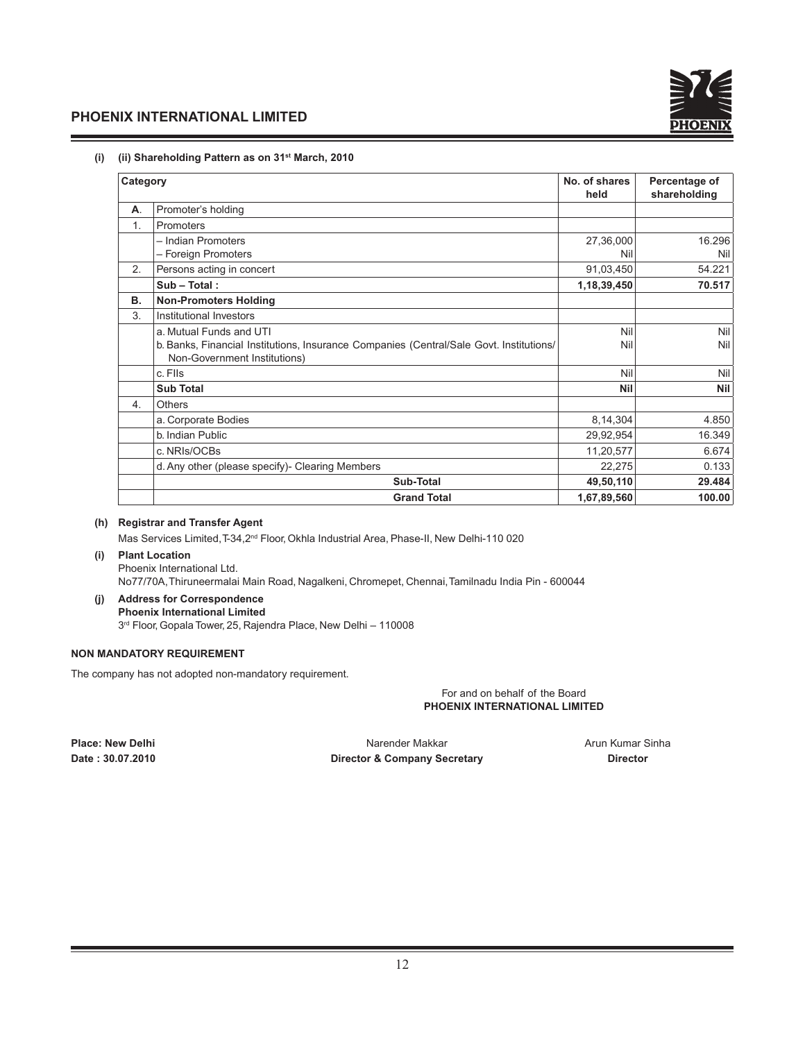**(i) (ii) Shareholding Pattern as on 31st March, 2010**

| Category | | No. of shares held | Percentage of shareholding |
|---|---|---|---|
| **A.** | Promoter's holding | | |
| 1. | Promoters | | |
| | – Indian Promoters<br>– Foreign Promoters | 27,36,000<br>Nil | 16.296<br>Nil |
| 2. | Persons acting in concert | 91,03,450 | 54.221 |
| | **Sub – Total :** | **1,18,39,450** | **70.517** |
| **B.** | **Non-Promoters Holding** | | |
| 3. | Institutional Investors | | |
| | a. Mutual Funds and UTI<br>b. Banks, Financial Institutions, Insurance Companies (Central/Sale Govt. Institutions/ Non-Government Institutions) | Nil<br>Nil | Nil<br>Nil |
| | c. FIIs | Nil | Nil |
| | **Sub Total** | **Nil** | **Nil** |
| 4. | Others | | |
| | a. Corporate Bodies | 8,14,304 | 4.850 |
| | b. Indian Public | 29,92,954 | 16.349 |
| | c. NRIs/OCBs | 11,20,577 | 6.674 |
| | d. Any other (please specify)- Clearing Members | 22,275 | 0.133 |
| | **Sub-Total** | **49,50,110** | **29.484** |
| | **Grand Total** | **1,67,89,560** | **100.00** |

**(h) Registrar and Transfer Agent**

Mas Services Limited, T-34, 2nd Floor, Okhla Industrial Area, Phase-II, New Delhi-110 020

**(i) Plant Location**

Phoenix International Ltd.
No77/70A, Thiruneermalai Main Road, Nagalkeni, Chromepet, Chennai, Tamilnadu India Pin - 600044

**(j) Address for Correspondence**

**Phoenix International Limited**
3rd Floor, Gopala Tower, 25, Rajendra Place, New Delhi – 110008

**NON MANDATORY REQUIREMENT**

The company has not adopted non-mandatory requirement.

For and on behalf of the Board
**PHOENIX INTERNATIONAL LIMITED**

**Place: New Delhi**
**Date : 30.07.2010**

Narender Makkar
**Director & Company Secretary**

Arun Kumar Sinha
**Director**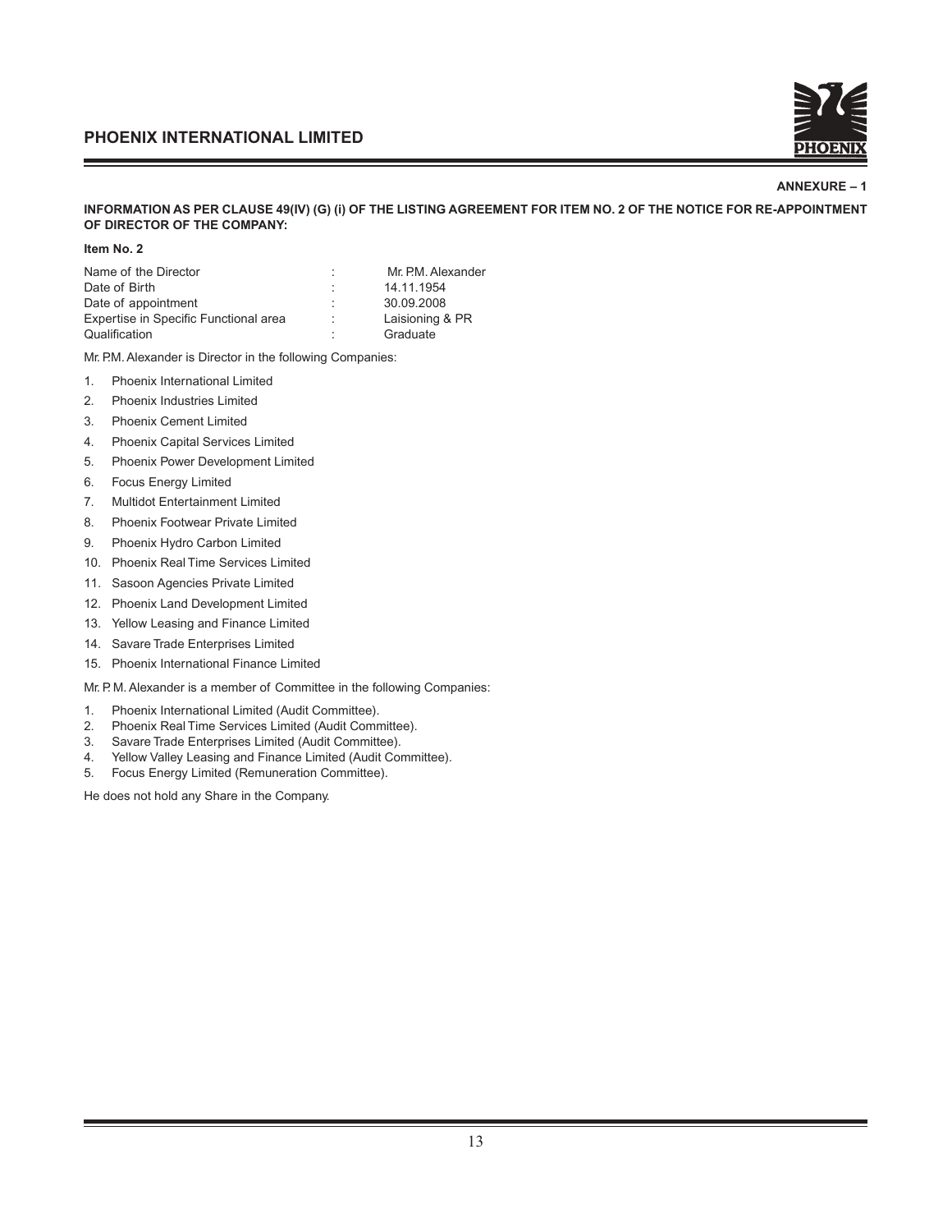**ANNEXURE – 1**

**INFORMATION AS PER CLAUSE 49(IV) (G) (i) OF THE LISTING AGREEMENT FOR ITEM NO. 2 OF THE NOTICE FOR RE-APPOINTMENT OF DIRECTOR OF THE COMPANY:**

**Item No. 2**

| | | |
|---|---|---|
| Name of the Director | : | Mr. P.M. Alexander |
| Date of Birth | : | 14.11.1954 |
| Date of appointment | : | 30.09.2008 |
| Expertise in Specific Functional area | : | Laisioning & PR |
| Qualification | : | Graduate |

Mr. P.M. Alexander is Director in the following Companies:

1. Phoenix International Limited
2. Phoenix Industries Limited
3. Phoenix Cement Limited
4. Phoenix Capital Services Limited
5. Phoenix Power Development Limited
6. Focus Energy Limited
7. Multidot Entertainment Limited
8. Phoenix Footwear Private Limited
9. Phoenix Hydro Carbon Limited
10. Phoenix Real Time Services Limited
11. Sasoon Agencies Private Limited
12. Phoenix Land Development Limited
13. Yellow Leasing and Finance Limited
14. Savare Trade Enterprises Limited
15. Phoenix International Finance Limited

Mr. P. M. Alexander is a member of Committee in the following Companies:

1. Phoenix International Limited (Audit Committee).
2. Phoenix Real Time Services Limited (Audit Committee).
3. Savare Trade Enterprises Limited (Audit Committee).
4. Yellow Valley Leasing and Finance Limited (Audit Committee).
5. Focus Energy Limited (Remuneration Committee).

He does not hold any Share in the Company.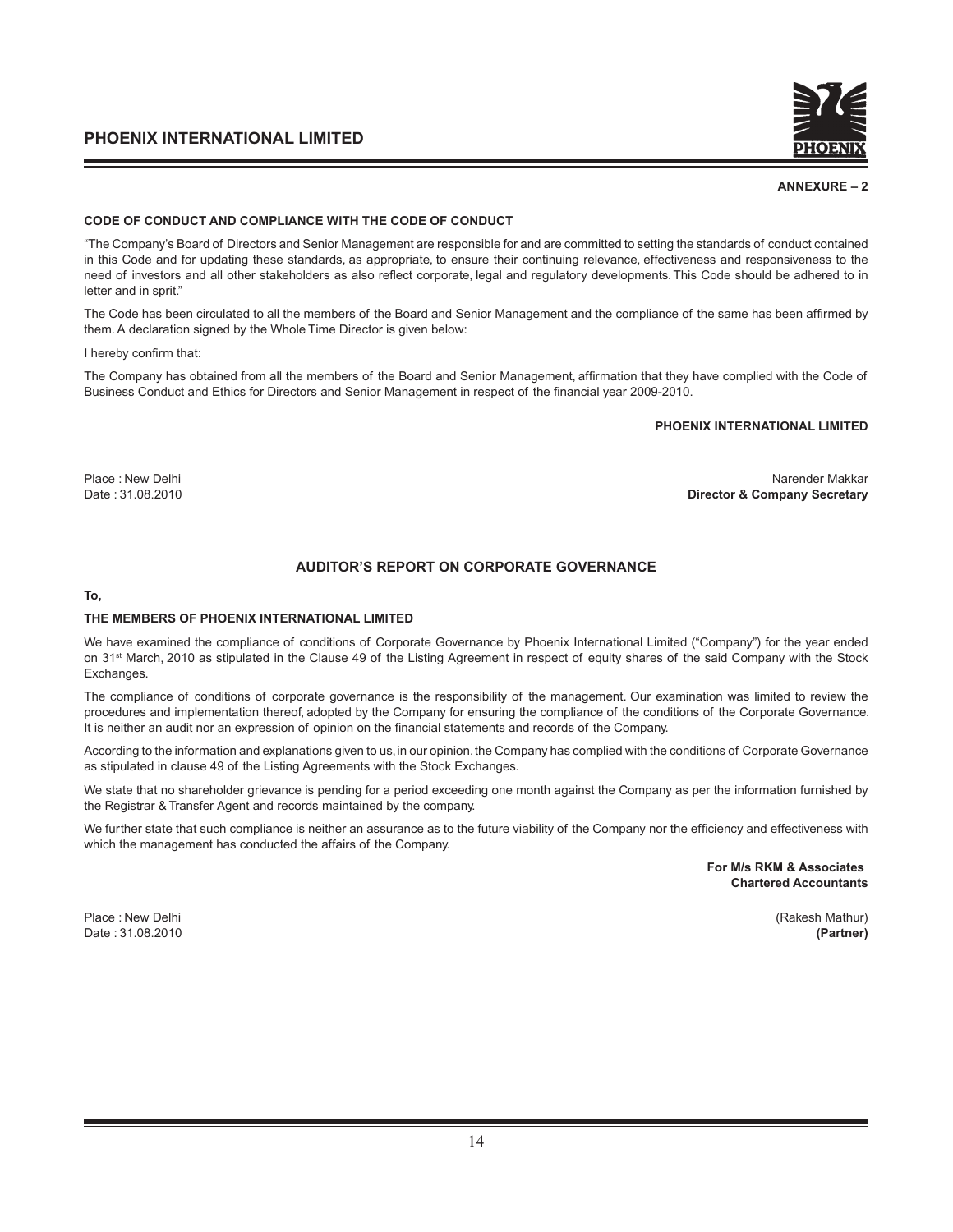**ANNEXURE – 2**

### CODE OF CONDUCT AND COMPLIANCE WITH THE CODE OF CONDUCT

"The Company's Board of Directors and Senior Management are responsible for and are committed to setting the standards of conduct contained in this Code and for updating these standards, as appropriate, to ensure their continuing relevance, effectiveness and responsiveness to the need of investors and all other stakeholders as also reflect corporate, legal and regulatory developments. This Code should be adhered to in letter and in sprit."

The Code has been circulated to all the members of the Board and Senior Management and the compliance of the same has been affirmed by them. A declaration signed by the Whole Time Director is given below:

I hereby confirm that:

The Company has obtained from all the members of the Board and Senior Management, affirmation that they have complied with the Code of Business Conduct and Ethics for Directors and Senior Management in respect of the financial year 2009-2010.

**PHOENIX INTERNATIONAL LIMITED**

Place : New Delhi
Date : 31.08.2010

Narender Makkar
**Director & Company Secretary**

## AUDITOR'S REPORT ON CORPORATE GOVERNANCE

**To,**

**THE MEMBERS OF PHOENIX INTERNATIONAL LIMITED**

We have examined the compliance of conditions of Corporate Governance by Phoenix International Limited ("Company") for the year ended on 31st March, 2010 as stipulated in the Clause 49 of the Listing Agreement in respect of equity shares of the said Company with the Stock Exchanges.

The compliance of conditions of corporate governance is the responsibility of the management. Our examination was limited to review the procedures and implementation thereof, adopted by the Company for ensuring the compliance of the conditions of the Corporate Governance. It is neither an audit nor an expression of opinion on the financial statements and records of the Company.

According to the information and explanations given to us, in our opinion, the Company has complied with the conditions of Corporate Governance as stipulated in clause 49 of the Listing Agreements with the Stock Exchanges.

We state that no shareholder grievance is pending for a period exceeding one month against the Company as per the information furnished by the Registrar & Transfer Agent and records maintained by the company.

We further state that such compliance is neither an assurance as to the future viability of the Company nor the efficiency and effectiveness with which the management has conducted the affairs of the Company.

**For M/s RKM & Associates**
**Chartered Accountants**

Place : New Delhi
Date : 31.08.2010

(Rakesh Mathur)
**(Partner)**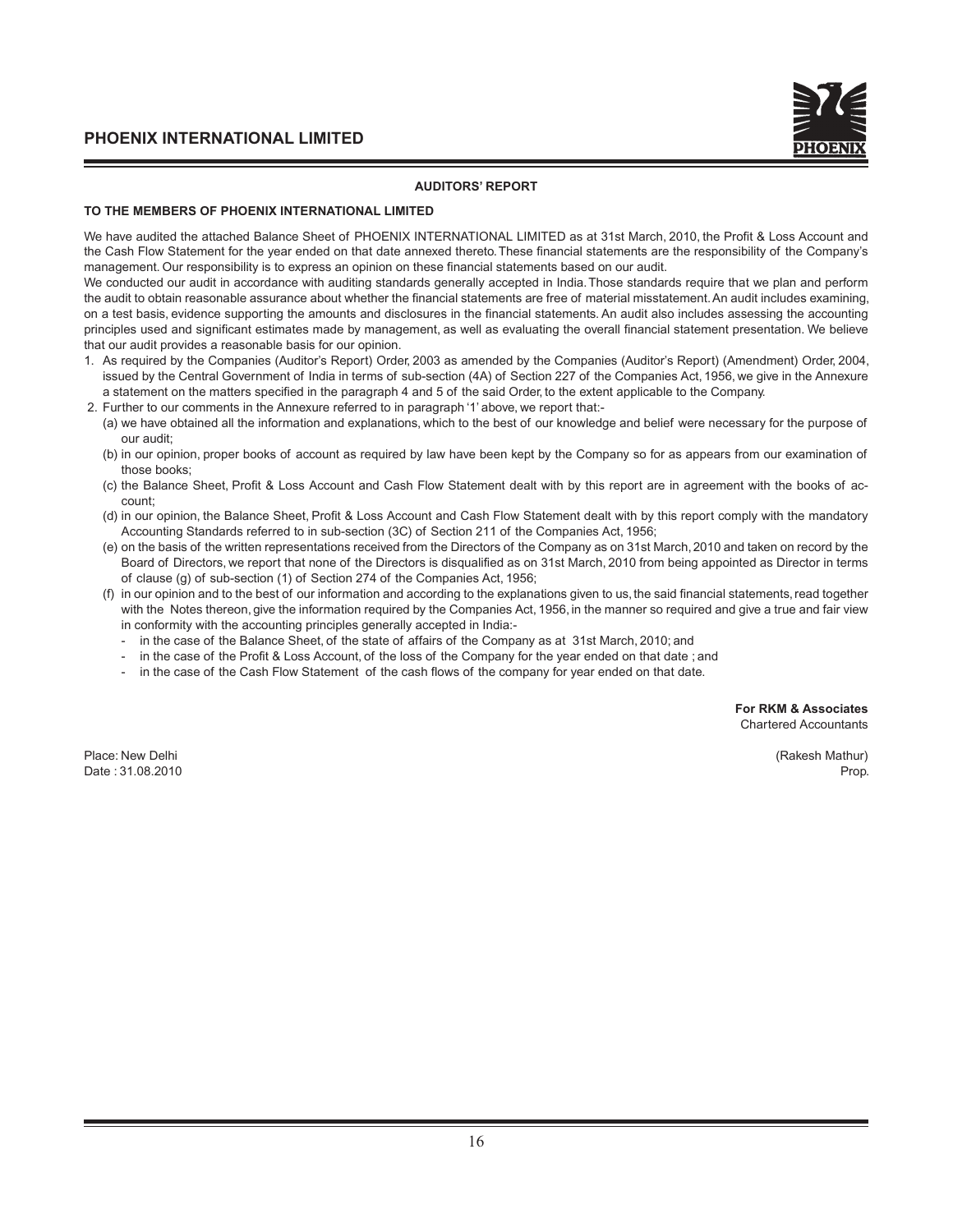## AUDITORS' REPORT

### TO THE MEMBERS OF PHOENIX INTERNATIONAL LIMITED

We have audited the attached Balance Sheet of PHOENIX INTERNATIONAL LIMITED as at 31st March, 2010, the Profit & Loss Account and the Cash Flow Statement for the year ended on that date annexed thereto. These financial statements are the responsibility of the Company's management. Our responsibility is to express an opinion on these financial statements based on our audit.

We conducted our audit in accordance with auditing standards generally accepted in India. Those standards require that we plan and perform the audit to obtain reasonable assurance about whether the financial statements are free of material misstatement. An audit includes examining, on a test basis, evidence supporting the amounts and disclosures in the financial statements. An audit also includes assessing the accounting principles used and significant estimates made by management, as well as evaluating the overall financial statement presentation. We believe that our audit provides a reasonable basis for our opinion.

1. As required by the Companies (Auditor's Report) Order, 2003 as amended by the Companies (Auditor's Report) (Amendment) Order, 2004, issued by the Central Government of India in terms of sub-section (4A) of Section 227 of the Companies Act, 1956, we give in the Annexure a statement on the matters specified in the paragraph 4 and 5 of the said Order, to the extent applicable to the Company.
2. Further to our comments in the Annexure referred to in paragraph '1' above, we report that:-
   (a) we have obtained all the information and explanations, which to the best of our knowledge and belief were necessary for the purpose of our audit;
   (b) in our opinion, proper books of account as required by law have been kept by the Company so for as appears from our examination of those books;
   (c) the Balance Sheet, Profit & Loss Account and Cash Flow Statement dealt with by this report are in agreement with the books of account;
   (d) in our opinion, the Balance Sheet, Profit & Loss Account and Cash Flow Statement dealt with by this report comply with the mandatory Accounting Standards referred to in sub-section (3C) of Section 211 of the Companies Act, 1956;
   (e) on the basis of the written representations received from the Directors of the Company as on 31st March, 2010 and taken on record by the Board of Directors, we report that none of the Directors is disqualified as on 31st March, 2010 from being appointed as Director in terms of clause (g) of sub-section (1) of Section 274 of the Companies Act, 1956;
   (f) in our opinion and to the best of our information and according to the explanations given to us, the said financial statements, read together with the Notes thereon, give the information required by the Companies Act, 1956, in the manner so required and give a true and fair view in conformity with the accounting principles generally accepted in India:-
      - in the case of the Balance Sheet, of the state of affairs of the Company as at 31st March, 2010; and
      - in the case of the Profit & Loss Account, of the loss of the Company for the year ended on that date ; and
      - in the case of the Cash Flow Statement of the cash flows of the company for year ended on that date.

**For RKM & Associates**
Chartered Accountants

Place: New Delhi
Date : 31.08.2010

(Rakesh Mathur)
Prop.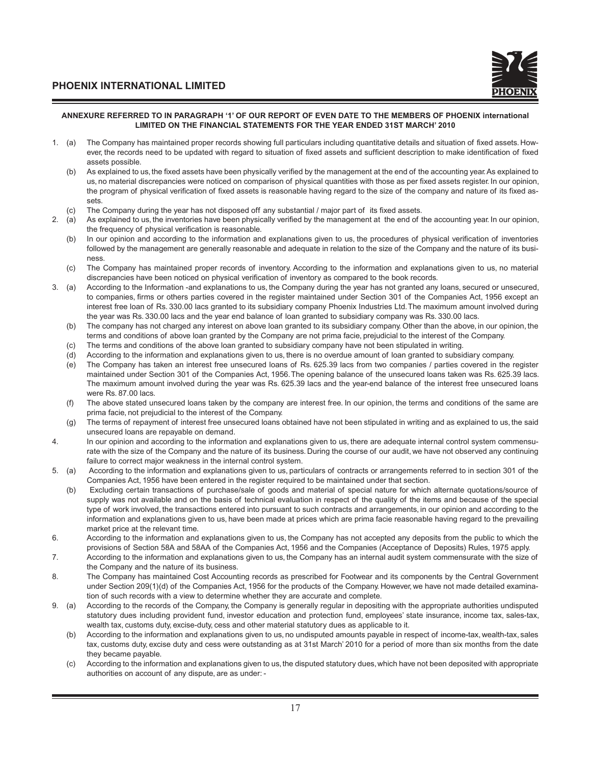## ANNEXURE REFERRED TO IN PARAGRAPH '1' OF OUR REPORT OF EVEN DATE TO THE MEMBERS OF PHOENIX international LIMITED ON THE FINANCIAL STATEMENTS FOR THE YEAR ENDED 31ST MARCH' 2010

1. (a) The Company has maintained proper records showing full particulars including quantitative details and situation of fixed assets. However, the records need to be updated with regard to situation of fixed assets and sufficient description to make identification of fixed assets possible.

   (b) As explained to us, the fixed assets have been physically verified by the management at the end of the accounting year. As explained to us, no material discrepancies were noticed on comparison of physical quantities with those as per fixed assets register. In our opinion, the program of physical verification of fixed assets is reasonable having regard to the size of the company and nature of its fixed assets.

   (c) The Company during the year has not disposed off any substantial / major part of its fixed assets.

2. (a) As explained to us, the inventories have been physically verified by the management at the end of the accounting year. In our opinion, the frequency of physical verification is reasonable.

   (b) In our opinion and according to the information and explanations given to us, the procedures of physical verification of inventories followed by the management are generally reasonable and adequate in relation to the size of the Company and the nature of its business.

   (c) The Company has maintained proper records of inventory. According to the information and explanations given to us, no material discrepancies have been noticed on physical verification of inventory as compared to the book records.

3. (a) According to the Information -and explanations to us, the Company during the year has not granted any loans, secured or unsecured, to companies, firms or others parties covered in the register maintained under Section 301 of the Companies Act, 1956 except an interest free loan of Rs. 330.00 lacs granted to its subsidiary company Phoenix Industries Ltd. The maximum amount involved during the year was Rs. 330.00 lacs and the year end balance of loan granted to subsidiary company was Rs. 330.00 lacs.

   (b) The company has not charged any interest on above loan granted to its subsidiary company. Other than the above, in our opinion, the terms and conditions of above loan granted by the Company are not prima facie, prejudicial to the interest of the Company.

   (c) The terms and conditions of the above loan granted to subsidiary company have not been stipulated in writing.

   (d) According to the information and explanations given to us, there is no overdue amount of loan granted to subsidiary company.

   (e) The Company has taken an interest free unsecured loans of Rs. 625.39 lacs from two companies / parties covered in the register maintained under Section 301 of the Companies Act, 1956. The opening balance of the unsecured loans taken was Rs. 625.39 lacs. The maximum amount involved during the year was Rs. 625.39 lacs and the year-end balance of the interest free unsecured loans were Rs. 87.00 lacs.

   (f) The above stated unsecured loans taken by the company are interest free. In our opinion, the terms and conditions of the same are prima facie, not prejudicial to the interest of the Company.

   (g) The terms of repayment of interest free unsecured loans obtained have not been stipulated in writing and as explained to us, the said unsecured loans are repayable on demand.

4. In our opinion and according to the information and explanations given to us, there are adequate internal control system commensurate with the size of the Company and the nature of its business. During the course of our audit, we have not observed any continuing failure to correct major weakness in the internal control system.

5. (a) According to the information and explanations given to us, particulars of contracts or arrangements referred to in section 301 of the Companies Act, 1956 have been entered in the register required to be maintained under that section.

   (b) Excluding certain transactions of purchase/sale of goods and material of special nature for which alternate quotations/source of supply was not available and on the basis of technical evaluation in respect of the quality of the items and because of the special type of work involved, the transactions entered into pursuant to such contracts and arrangements, in our opinion and according to the information and explanations given to us, have been made at prices which are prima facie reasonable having regard to the prevailing market price at the relevant time.

6. According to the information and explanations given to us, the Company has not accepted any deposits from the public to which the provisions of Section 58A and 58AA of the Companies Act, 1956 and the Companies (Acceptance of Deposits) Rules, 1975 apply.

7. According to the information and explanations given to us, the Company has an internal audit system commensurate with the size of the Company and the nature of its business.

8. The Company has maintained Cost Accounting records as prescribed for Footwear and its components by the Central Government under Section 209(1)(d) of the Companies Act, 1956 for the products of the Company. However, we have not made detailed examination of such records with a view to determine whether they are accurate and complete.

9. (a) According to the records of the Company, the Company is generally regular in depositing with the appropriate authorities undisputed statutory dues including provident fund, investor education and protection fund, employees' state insurance, income tax, sales-tax, wealth tax, customs duty, excise-duty, cess and other material statutory dues as applicable to it.

   (b) According to the information and explanations given to us, no undisputed amounts payable in respect of income-tax, wealth-tax, sales tax, customs duty, excise duty and cess were outstanding as at 31st March' 2010 for a period of more than six months from the date they became payable.

   (c) According to the information and explanations given to us, the disputed statutory dues, which have not been deposited with appropriate authorities on account of any dispute, are as under: -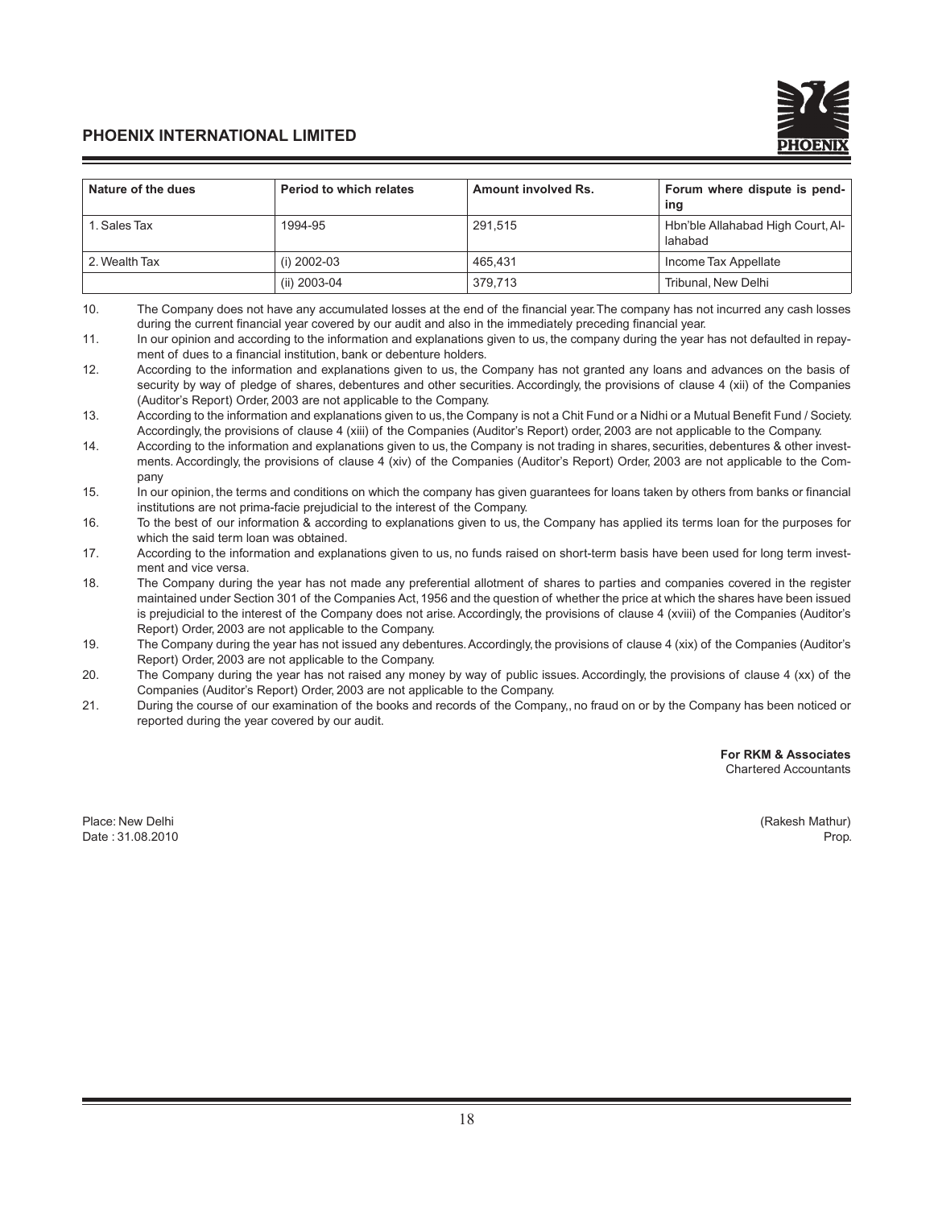| Nature of the dues | Period to which relates | Amount involved Rs. | Forum where dispute is pending |
|---|---|---|---|
| 1. Sales Tax | 1994-95 | 291,515 | Hbn'ble Allahabad High Court, Allahabad |
| 2. Wealth Tax | (i) 2002-03 | 465,431 | Income Tax Appellate |
| | (ii) 2003-04 | 379,713 | Tribunal, New Delhi |

10. The Company does not have any accumulated losses at the end of the financial year. The company has not incurred any cash losses during the current financial year covered by our audit and also in the immediately preceding financial year.
11. In our opinion and according to the information and explanations given to us, the company during the year has not defaulted in repayment of dues to a financial institution, bank or debenture holders.
12. According to the information and explanations given to us, the Company has not granted any loans and advances on the basis of security by way of pledge of shares, debentures and other securities. Accordingly, the provisions of clause 4 (xii) of the Companies (Auditor's Report) Order, 2003 are not applicable to the Company.
13. According to the information and explanations given to us, the Company is not a Chit Fund or a Nidhi or a Mutual Benefit Fund / Society. Accordingly, the provisions of clause 4 (xiii) of the Companies (Auditor's Report) order, 2003 are not applicable to the Company.
14. According to the information and explanations given to us, the Company is not trading in shares, securities, debentures & other investments. Accordingly, the provisions of clause 4 (xiv) of the Companies (Auditor's Report) Order, 2003 are not applicable to the Company
15. In our opinion, the terms and conditions on which the company has given guarantees for loans taken by others from banks or financial institutions are not prima-facie prejudicial to the interest of the Company.
16. To the best of our information & according to explanations given to us, the Company has applied its terms loan for the purposes for which the said term loan was obtained.
17. According to the information and explanations given to us, no funds raised on short-term basis have been used for long term investment and vice versa.
18. The Company during the year has not made any preferential allotment of shares to parties and companies covered in the register maintained under Section 301 of the Companies Act, 1956 and the question of whether the price at which the shares have been issued is prejudicial to the interest of the Company does not arise. Accordingly, the provisions of clause 4 (xviii) of the Companies (Auditor's Report) Order, 2003 are not applicable to the Company.
19. The Company during the year has not issued any debentures. Accordingly, the provisions of clause 4 (xix) of the Companies (Auditor's Report) Order, 2003 are not applicable to the Company.
20. The Company during the year has not raised any money by way of public issues. Accordingly, the provisions of clause 4 (xx) of the Companies (Auditor's Report) Order, 2003 are not applicable to the Company.
21. During the course of our examination of the books and records of the Company,, no fraud on or by the Company has been noticed or reported during the year covered by our audit.

**For RKM & Associates**
Chartered Accountants

Place: New Delhi
Date : 31.08.2010

(Rakesh Mathur)
Prop.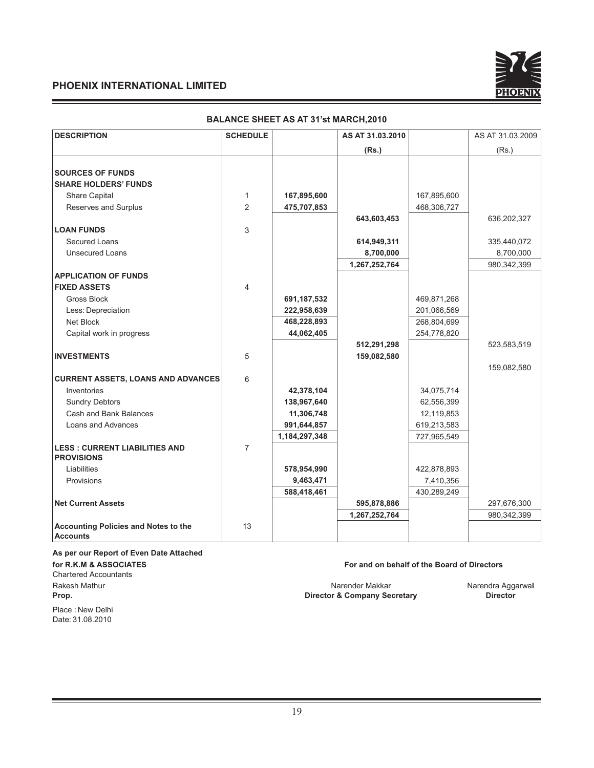## BALANCE SHEET AS AT 31'st MARCH,2010

| DESCRIPTION | SCHEDULE | | AS AT 31.03.2010 | | AS AT 31.03.2009 |
|---|---|---|---|---|---|
| | | | **(Rs.)** | | (Rs.) |
| **SOURCES OF FUNDS** | | | | | |
| **SHARE HOLDERS' FUNDS** | | | | | |
| Share Capital | 1 | **167,895,600** | | 167,895,600 | |
| Reserves and Surplus | 2 | **475,707,853** | | 468,306,727 | |
| | | | **643,603,453** | | 636,202,327 |
| **LOAN FUNDS** | 3 | | | | |
| Secured Loans | | | **614,949,311** | | 335,440,072 |
| Unsecured Loans | | | **8,700,000** | | 8,700,000 |
| | | | **1,267,252,764** | | 980,342,399 |
| **APPLICATION OF FUNDS** | | | | | |
| **FIXED ASSETS** | 4 | | | | |
| Gross Block | | **691,187,532** | | 469,871,268 | |
| Less: Depreciation | | **222,958,639** | | 201,066,569 | |
| Net Block | | **468,228,893** | | 268,804,699 | |
| Capital work in progress | | **44,062,405** | | 254,778,820 | |
| | | | **512,291,298** | | 523,583,519 |
| **INVESTMENTS** | 5 | | **159,082,580** | | 159,082,580 |
| **CURRENT ASSETS, LOANS AND ADVANCES** | 6 | | | | |
| Inventories | | **42,378,104** | | 34,075,714 | |
| Sundry Debtors | | **138,967,640** | | 62,556,399 | |
| Cash and Bank Balances | | **11,306,748** | | 12,119,853 | |
| Loans and Advances | | **991,644,857** | | 619,213,583 | |
| | | **1,184,297,348** | | 727,965,549 | |
| **LESS : CURRENT LIABILITIES AND PROVISIONS** | 7 | | | | |
| Liabilities | | **578,954,990** | | 422,878,893 | |
| Provisions | | **9,463,471** | | 7,410,356 | |
| | | **588,418,461** | | 430,289,249 | |
| **Net Current Assets** | | | **595,878,886** | | 297,676,300 |
| | | | **1,267,252,764** | | 980,342,399 |
| **Accounting Policies and Notes to the Accounts** | 13 | | | | |

**As per our Report of Even Date Attached**
**for R.K.M & ASSOCIATES**
Chartered Accountants
Rakesh Mathur
**Prop.**

**For and on behalf of the Board of Directors**

Narender Makkar
**Director & Company Secretary**

Narendra Aggarwal
**Director**

Place : New Delhi
Date: 31.08.2010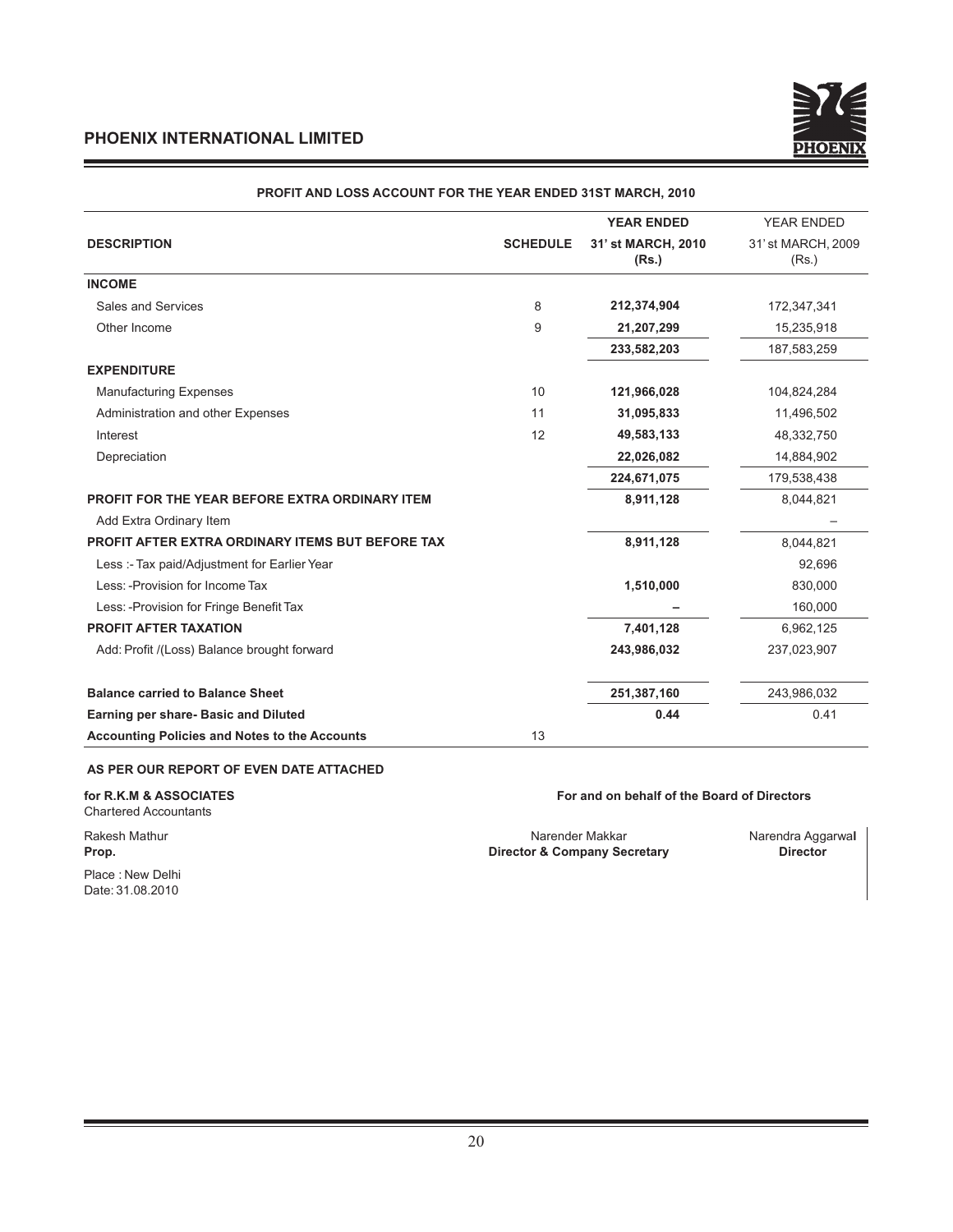## PHOENIX INTERNATIONAL LIMITED

### PROFIT AND LOSS ACCOUNT FOR THE YEAR ENDED 31ST MARCH, 2010

| DESCRIPTION | SCHEDULE | YEAR ENDED 31' st MARCH, 2010 (Rs.) | YEAR ENDED 31' st MARCH, 2009 (Rs.) |
|---|---|---|---|
| **INCOME** | | | |
| Sales and Services | 8 | **212,374,904** | 172,347,341 |
| Other Income | 9 | **21,207,299** | 15,235,918 |
| | | **233,582,203** | 187,583,259 |
| **EXPENDITURE** | | | |
| Manufacturing Expenses | 10 | **121,966,028** | 104,824,284 |
| Administration and other Expenses | 11 | **31,095,833** | 11,496,502 |
| Interest | 12 | **49,583,133** | 48,332,750 |
| Depreciation | | **22,026,082** | 14,884,902 |
| | | **224,671,075** | 179,538,438 |
| **PROFIT FOR THE YEAR BEFORE EXTRA ORDINARY ITEM** | | **8,911,128** | 8,044,821 |
| Add Extra Ordinary Item | | | – |
| **PROFIT AFTER EXTRA ORDINARY ITEMS BUT BEFORE TAX** | | **8,911,128** | 8,044,821 |
| Less :- Tax paid/Adjustment for Earlier Year | | | 92,696 |
| Less: -Provision for Income Tax | | **1,510,000** | 830,000 |
| Less: -Provision for Fringe Benefit Tax | | **–** | 160,000 |
| **PROFIT AFTER TAXATION** | | **7,401,128** | 6,962,125 |
| Add: Profit /(Loss) Balance brought forward | | **243,986,032** | 237,023,907 |
| **Balance carried to Balance Sheet** | | **251,387,160** | 243,986,032 |
| **Earning per share- Basic and Diluted** | | **0.44** | 0.41 |
| **Accounting Policies and Notes to the Accounts** | 13 | | |

**AS PER OUR REPORT OF EVEN DATE ATTACHED**

**for R.K.M & ASSOCIATES**
Chartered Accountants

Rakesh Mathur
**Prop.**

Place : New Delhi
Date: 31.08.2010

**For and on behalf of the Board of Directors**

Narender Makkar
**Director & Company Secretary**

Narendra Aggarwal
**Director**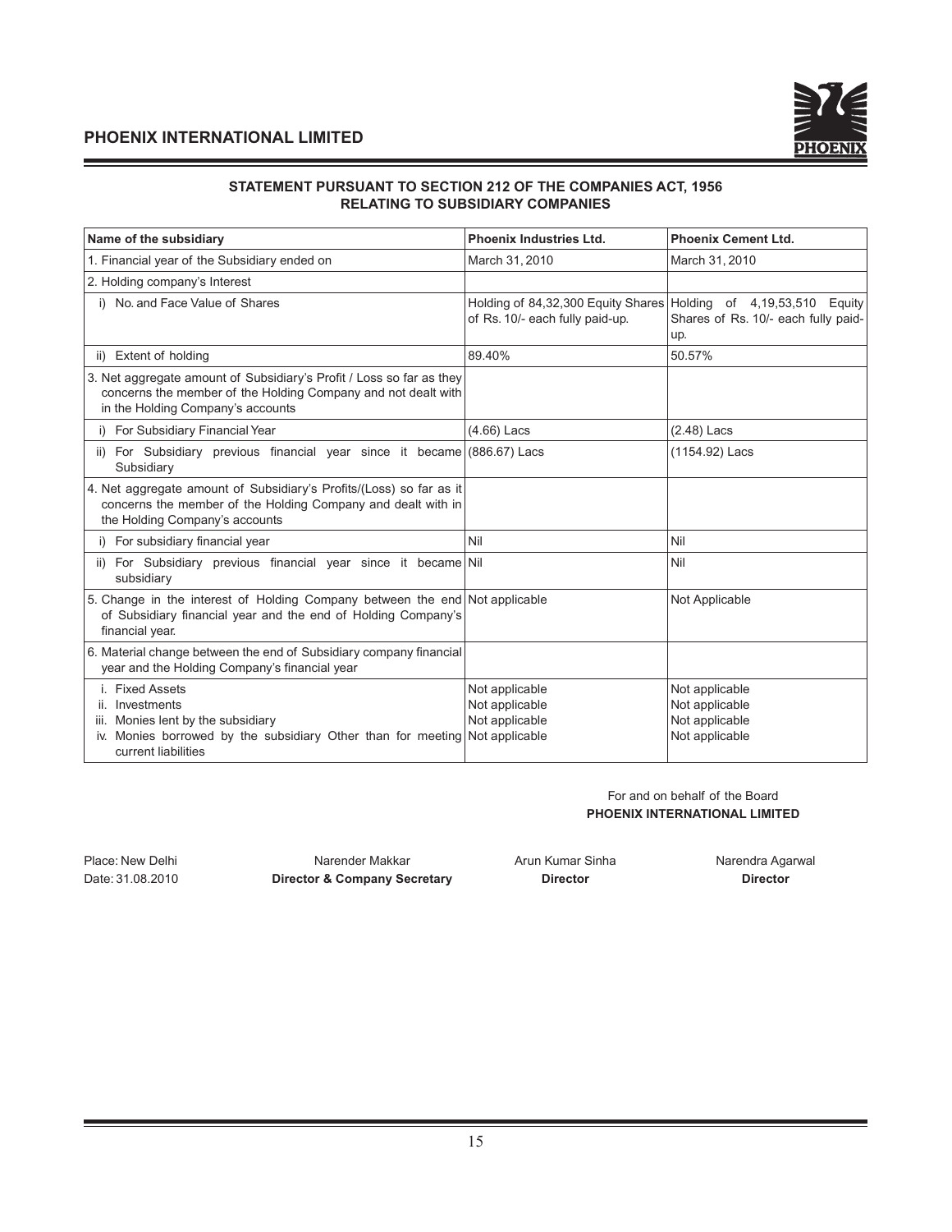## STATEMENT PURSUANT TO SECTION 212 OF THE COMPANIES ACT, 1956 RELATING TO SUBSIDIARY COMPANIES

| Name of the subsidiary | Phoenix Industries Ltd. | Phoenix Cement Ltd. |
|---|---|---|
| 1. Financial year of the Subsidiary ended on | March 31, 2010 | March 31, 2010 |
| 2. Holding company's Interest | | |
| i) No. and Face Value of Shares | Holding of 84,32,300 Equity Shares of Rs. 10/- each fully paid-up. | Holding of 4,19,53,510 Equity Shares of Rs. 10/- each fully paid-up. |
| ii) Extent of holding | 89.40% | 50.57% |
| 3. Net aggregate amount of Subsidiary's Profit / Loss so far as they concerns the member of the Holding Company and not dealt with in the Holding Company's accounts | | |
| i) For Subsidiary Financial Year | (4.66) Lacs | (2.48) Lacs |
| ii) For Subsidiary previous financial year since it became Subsidiary | (886.67) Lacs | (1154.92) Lacs |
| 4. Net aggregate amount of Subsidiary's Profits/(Loss) so far as it concerns the member of the Holding Company and dealt with in the Holding Company's accounts | | |
| i) For subsidiary financial year | Nil | Nil |
| ii) For Subsidiary previous financial year since it became subsidiary | Nil | Nil |
| 5. Change in the interest of Holding Company between the end of Subsidiary financial year and the end of Holding Company's financial year. | Not applicable | Not Applicable |
| 6. Material change between the end of Subsidiary company financial year and the Holding Company's financial year | | |
| i. Fixed Assets | Not applicable | Not applicable |
| ii. Investments | Not applicable | Not applicable |
| iii. Monies lent by the subsidiary | Not applicable | Not applicable |
| iv. Monies borrowed by the subsidiary Other than for meeting current liabilities | Not applicable | Not applicable |

For and on behalf of the Board
**PHOENIX INTERNATIONAL LIMITED**

Place: New Delhi
Date: 31.08.2010

Narender Makkar
**Director & Company Secretary**

Arun Kumar Sinha
**Director**

Narendra Agarwal
**Director**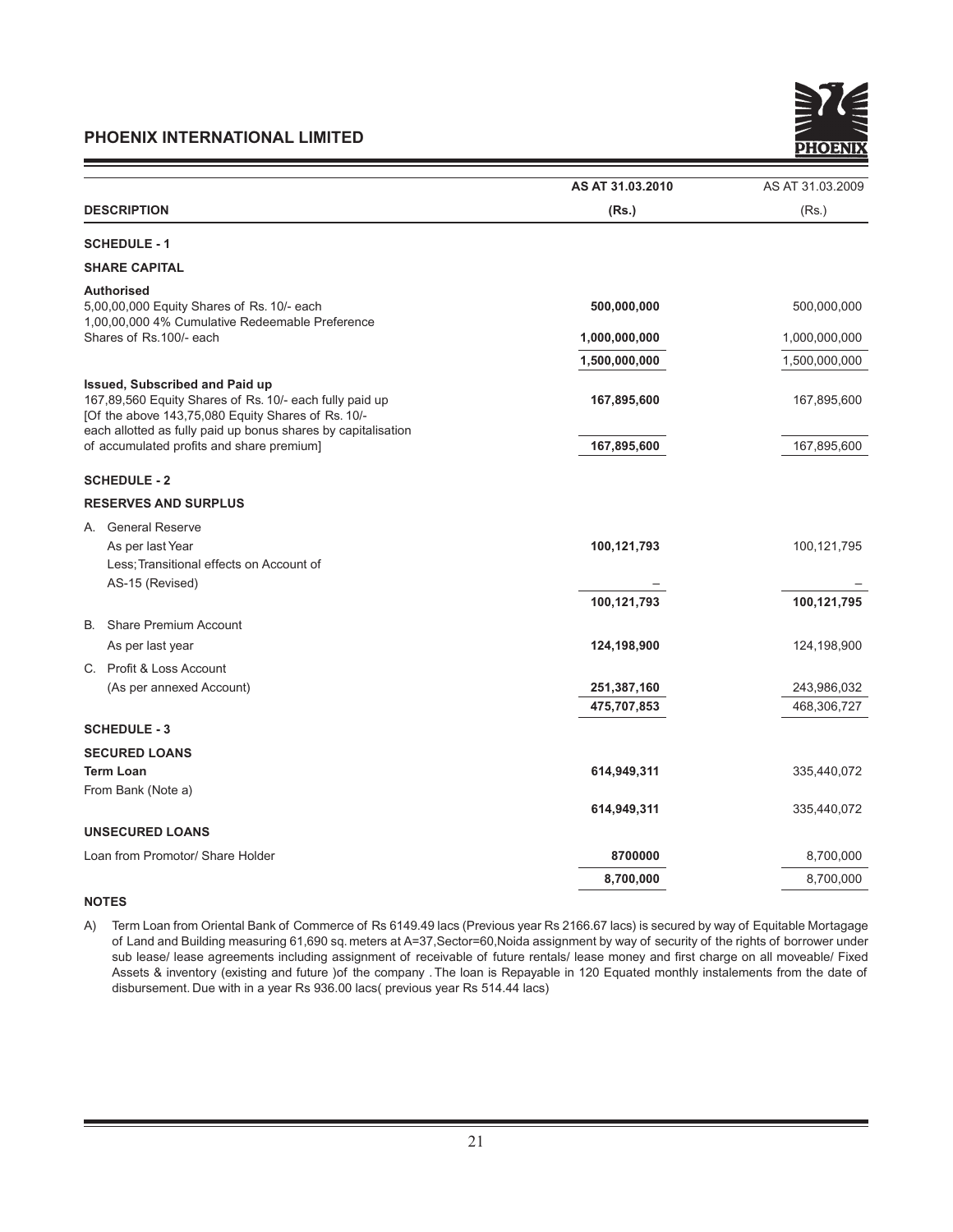| DESCRIPTION | AS AT 31.03.2010 (Rs.) | AS AT 31.03.2009 (Rs.) |
|---|---|---|
| **SCHEDULE - 1** | | |
| **SHARE CAPITAL** | | |
| **Authorised** | | |
| 5,00,00,000 Equity Shares of Rs. 10/- each | **500,000,000** | 500,000,000 |
| 1,00,00,000 4% Cumulative Redeemable Preference Shares of Rs.100/- each | **1,000,000,000** | 1,000,000,000 |
| | **1,500,000,000** | 1,500,000,000 |
| **Issued, Subscribed and Paid up** | | |
| 167,89,560 Equity Shares of Rs. 10/- each fully paid up [Of the above 143,75,080 Equity Shares of Rs. 10/- each allotted as fully paid up bonus shares by capitalisation of accumulated profits and share premium] | **167,895,600** | 167,895,600 |
| | **167,895,600** | 167,895,600 |
| **SCHEDULE - 2** | | |
| **RESERVES AND SURPLUS** | | |
| A. General Reserve | | |
| As per last Year | **100,121,793** | 100,121,795 |
| Less; Transitional effects on Account of AS-15 (Revised) | – | – |
| | **100,121,793** | **100,121,795** |
| B. Share Premium Account | | |
| As per last year | **124,198,900** | 124,198,900 |
| C. Profit & Loss Account | | |
| (As per annexed Account) | **251,387,160** | 243,986,032 |
| | **475,707,853** | 468,306,727 |
| **SCHEDULE - 3** | | |
| **SECURED LOANS** | | |
| **Term Loan** | **614,949,311** | 335,440,072 |
| From Bank (Note a) | | |
| | **614,949,311** | 335,440,072 |
| **UNSECURED LOANS** | | |
| Loan from Promotor/ Share Holder | **8700000** | 8,700,000 |
| | **8,700,000** | 8,700,000 |

**NOTES**

A) Term Loan from Oriental Bank of Commerce of Rs 6149.49 lacs (Previous year Rs 2166.67 lacs) is secured by way of Equitable Mortagage of Land and Building measuring 61,690 sq. meters at A=37,Sector=60,Noida assignment by way of security of the rights of borrower under sub lease/ lease agreements including assignment of receivable of future rentals/ lease money and first charge on all moveable/ Fixed Assets & inventory (existing and future )of the company . The loan is Repayable in 120 Equated monthly instalements from the date of disbursement. Due with in a year Rs 936.00 lacs( previous year Rs 514.44 lacs)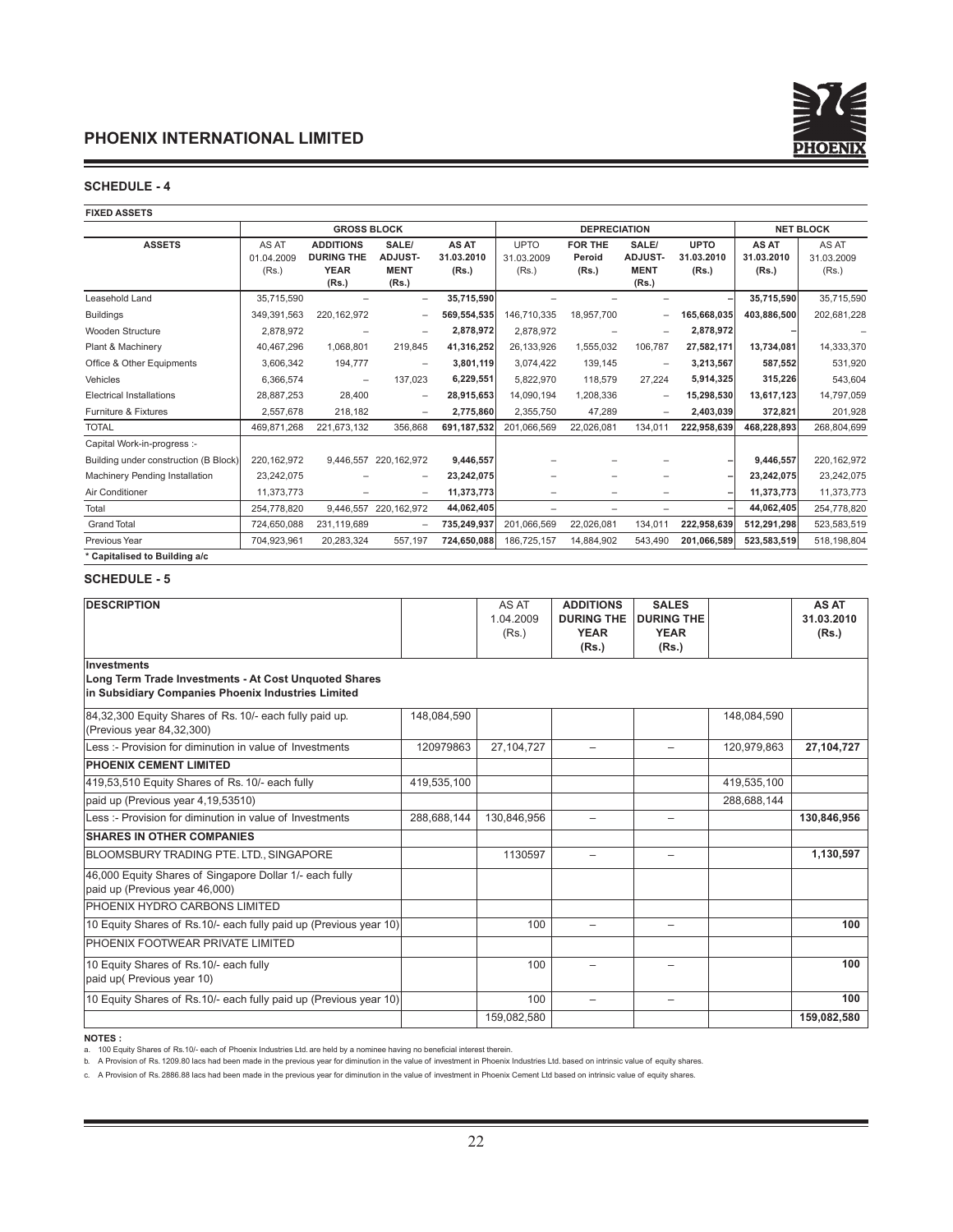## SCHEDULE - 4

**FIXED ASSETS**

| ASSETS | GROSS BLOCK | | | | DEPRECIATION | | | | NET BLOCK | |
|---|---|---|---|---|---|---|---|---|---|---|
| | AS AT 01.04.2009 (Rs.) | ADDITIONS DURING THE YEAR (Rs.) | SALE/ ADJUST-MENT (Rs.) | AS AT 31.03.2010 (Rs.) | UPTO 31.03.2009 (Rs.) | FOR THE Peroid (Rs.) | SALE/ ADJUST-MENT (Rs.) | UPTO 31.03.2010 (Rs.) | AS AT 31.03.2010 (Rs.) | AS AT 31.03.2009 (Rs.) |
| Leasehold Land | 35,715,590 | – | – | **35,715,590** | – | – | – | – | **35,715,590** | 35,715,590 |
| Buildings | 349,391,563 | 220,162,972 | – | **569,554,535** | 146,710,335 | 18,957,700 | – | **165,668,035** | **403,886,500** | 202,681,228 |
| Wooden Structure | 2,878,972 | – | – | **2,878,972** | 2,878,972 | – | – | **2,878,972** | – | – |
| Plant & Machinery | 40,467,296 | 1,068,801 | 219,845 | **41,316,252** | 26,133,926 | 1,555,032 | 106,787 | **27,582,171** | **13,734,081** | 14,333,370 |
| Office & Other Equipments | 3,606,342 | 194,777 | – | **3,801,119** | 3,074,422 | 139,145 | – | **3,213,567** | **587,552** | 531,920 |
| Vehicles | 6,366,574 | – | 137,023 | **6,229,551** | 5,822,970 | 118,579 | 27,224 | **5,914,325** | **315,226** | 543,604 |
| Electrical Installations | 28,887,253 | 28,400 | – | **28,915,653** | 14,090,194 | 1,208,336 | – | **15,298,530** | **13,617,123** | 14,797,059 |
| Furniture & Fixtures | 2,557,678 | 218,182 | – | **2,775,860** | 2,355,750 | 47,289 | – | **2,403,039** | **372,821** | 201,928 |
| TOTAL | 469,871,268 | 221,673,132 | 356,868 | **691,187,532** | 201,066,569 | 22,026,081 | 134,011 | **222,958,639** | **468,228,893** | 268,804,699 |
| Capital Work-in-progress :- | | | | | | | | | | |
| Building under construction (B Block) | 220,162,972 | 9,446,557 | 220,162,972 | **9,446,557** | – | – | – | – | **9,446,557** | 220,162,972 |
| Machinery Pending Installation | 23,242,075 | – | – | **23,242,075** | – | – | – | – | **23,242,075** | 23,242,075 |
| Air Conditioner | 11,373,773 | – | – | **11,373,773** | – | – | – | – | **11,373,773** | 11,373,773 |
| Total | 254,778,820 | 9,446,557 | 220,162,972 | **44,062,405** | – | – | – | – | **44,062,405** | 254,778,820 |
| Grand Total | 724,650,088 | 231,119,689 | – | **735,249,937** | 201,066,569 | 22,026,081 | 134,011 | **222,958,639** | **512,291,298** | 523,583,519 |
| Previous Year | 704,923,961 | 20,283,324 | 557,197 | **724,650,088** | 186,725,157 | 14,884,902 | 543,490 | **201,066,589** | **523,583,519** | 518,198,804 |

**\* Capitalised to Building a/c**

## SCHEDULE - 5

| DESCRIPTION | | AS AT 1.04.2009 (Rs.) | ADDITIONS DURING THE YEAR (Rs.) | SALES DURING THE YEAR (Rs.) | | AS AT 31.03.2010 (Rs.) |
|---|---|---|---|---|---|---|
| **Investments**<br>**Long Term Trade Investments - At Cost Unquoted Shares in Subsidiary Companies Phoenix Industries Limited** | | | | | | |
| 84,32,300 Equity Shares of Rs. 10/- each fully paid up. (Previous year 84,32,300) | 148,084,590 | | | | 148,084,590 | |
| Less :- Provision for diminution in value of Investments | 120979863 | 27,104,727 | – | – | 120,979,863 | **27,104,727** |
| **PHOENIX CEMENT LIMITED** | | | | | | |
| 419,53,510 Equity Shares of Rs. 10/- each fully | 419,535,100 | | | | 419,535,100 | |
| paid up (Previous year 4,19,53510) | | | | | 288,688,144 | |
| Less :- Provision for diminution in value of Investments | 288,688,144 | 130,846,956 | – | – | | **130,846,956** |
| **SHARES IN OTHER COMPANIES** | | | | | | |
| BLOOMSBURY TRADING PTE. LTD., SINGAPORE | | 1130597 | – | – | | **1,130,597** |
| 46,000 Equity Shares of Singapore Dollar 1/- each fully paid up (Previous year 46,000) | | | | | | |
| PHOENIX HYDRO CARBONS LIMITED | | | | | | |
| 10 Equity Shares of Rs.10/- each fully paid up (Previous year 10) | | 100 | – | – | | **100** |
| PHOENIX FOOTWEAR PRIVATE LIMITED | | | | | | |
| 10 Equity Shares of Rs.10/- each fully paid up( Previous year 10) | | 100 | – | – | | **100** |
| 10 Equity Shares of Rs.10/- each fully paid up (Previous year 10) | | 100 | – | – | | **100** |
| | | 159,082,580 | | | | **159,082,580** |

**NOTES :**

a. 100 Equity Shares of Rs.10/- each of Phoenix Industries Ltd. are held by a nominee having no beneficial interest therein.

b. A Provision of Rs. 1209.80 lacs had been made in the previous year for diminution in the value of investment in Phoenix Industries Ltd. based on intrinsic value of equity shares.

c. A Provision of Rs. 2886.88 lacs had been made in the previous year for diminution in the value of investment in Phoenix Cement Ltd based on intrinsic value of equity shares.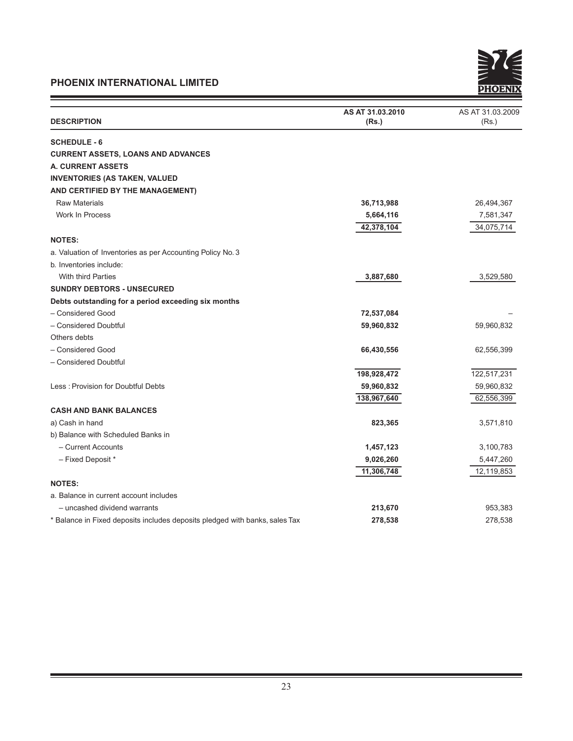| DESCRIPTION | AS AT 31.03.2010 (Rs.) | AS AT 31.03.2009 (Rs.) |
|---|---|---|
| **SCHEDULE - 6** | | |
| **CURRENT ASSETS, LOANS AND ADVANCES** | | |
| **A. CURRENT ASSETS** | | |
| **INVENTORIES (AS TAKEN, VALUED AND CERTIFIED BY THE MANAGEMENT)** | | |
| Raw Materials | **36,713,988** | 26,494,367 |
| Work In Process | **5,664,116** | 7,581,347 |
| | **42,378,104** | 34,075,714 |
| **NOTES:** | | |
| a. Valuation of Inventories as per Accounting Policy No. 3 | | |
| b. Inventories include: | | |
| With third Parties | **3,887,680** | 3,529,580 |
| **SUNDRY DEBTORS - UNSECURED** | | |
| **Debts outstanding for a period exceeding six months** | | |
| – Considered Good | **72,537,084** | – |
| – Considered Doubtful | **59,960,832** | 59,960,832 |
| Others debts | | |
| – Considered Good | **66,430,556** | 62,556,399 |
| – Considered Doubtful | | |
| | **198,928,472** | 122,517,231 |
| Less : Provision for Doubtful Debts | **59,960,832** | 59,960,832 |
| | **138,967,640** | 62,556,399 |
| **CASH AND BANK BALANCES** | | |
| a) Cash in hand | **823,365** | 3,571,810 |
| b) Balance with Scheduled Banks in | | |
| – Current Accounts | **1,457,123** | 3,100,783 |
| – Fixed Deposit * | **9,026,260** | 5,447,260 |
| | **11,306,748** | 12,119,853 |
| **NOTES:** | | |
| a. Balance in current account includes | | |
| – uncashed dividend warrants | **213,670** | 953,383 |
| * Balance in Fixed deposits includes deposits pledged with banks, sales Tax | **278,538** | 278,538 |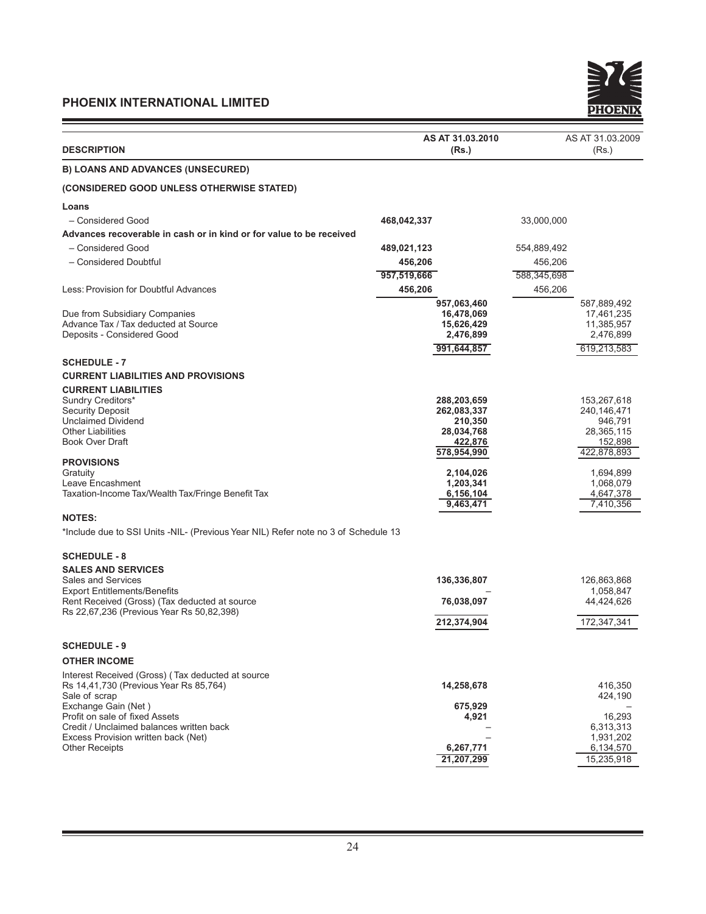| DESCRIPTION | | AS AT 31.03.2010 (Rs.) | | AS AT 31.03.2009 (Rs.) |
|---|---|---|---|---|
| **B) LOANS AND ADVANCES (UNSECURED)** | | | | |
| **(CONSIDERED GOOD UNLESS OTHERWISE STATED)** | | | | |
| **Loans** | | | | |
| – Considered Good | **468,042,337** | | 33,000,000 | |
| **Advances recoverable in cash or in kind or for value to be received** | | | | |
| – Considered Good | **489,021,123** | | 554,889,492 | |
| – Considered Doubtful | **456,206** | | 456,206 | |
| | **957,519,666** | | 588,345,698 | |
| Less: Provision for Doubtful Advances | **456,206** | | 456,206 | |
| | | **957,063,460** | | 587,889,492 |
| Due from Subsidiary Companies | | **16,478,069** | | 17,461,235 |
| Advance Tax / Tax deducted at Source | | **15,626,429** | | 11,385,957 |
| Deposits - Considered Good | | **2,476,899** | | 2,476,899 |
| | | **991,644,857** | | 619,213,583 |

**SCHEDULE - 7**

**CURRENT LIABILITIES AND PROVISIONS**

| DESCRIPTION | AS AT 31.03.2010 (Rs.) | AS AT 31.03.2009 (Rs.) |
|---|---|---|
| **CURRENT LIABILITIES** | | |
| Sundry Creditors* | **288,203,659** | 153,267,618 |
| Security Deposit | **262,083,337** | 240,146,471 |
| Unclaimed Dividend | **210,350** | 946,791 |
| Other Liabilities | **28,034,768** | 28,365,115 |
| Book Over Draft | **422,876** | 152,898 |
| | **578,954,990** | 422,878,893 |
| **PROVISIONS** | | |
| Gratuity | **2,104,026** | 1,694,899 |
| Leave Encashment | **1,203,341** | 1,068,079 |
| Taxation-Income Tax/Wealth Tax/Fringe Benefit Tax | **6,156,104** | 4,647,378 |
| | **9,463,471** | 7,410,356 |

**NOTES:**

*Include due to SSI Units -NIL- (Previous Year NIL) Refer note no 3 of Schedule 13

**SCHEDULE - 8**

**SALES AND SERVICES**

| DESCRIPTION | AS AT 31.03.2010 (Rs.) | AS AT 31.03.2009 (Rs.) |
|---|---|---|
| Sales and Services | **136,336,807** | 126,863,868 |
| Export Entitlements/Benefits | – | 1,058,847 |
| Rent Received (Gross) (Tax deducted at source Rs 22,67,236 (Previous Year Rs 50,82,398) | **76,038,097** | 44,424,626 |
| | **212,374,904** | 172,347,341 |

**SCHEDULE - 9**

**OTHER INCOME**

| DESCRIPTION | AS AT 31.03.2010 (Rs.) | AS AT 31.03.2009 (Rs.) |
|---|---|---|
| Interest Received (Gross) ( Tax deducted at source Rs 14,41,730 (Previous Year Rs 85,764) | **14,258,678** | 416,350 |
| Sale of scrap | | 424,190 |
| Exchange Gain (Net ) | **675,929** | – |
| Profit on sale of fixed Assets | **4,921** | 16,293 |
| Credit / Unclaimed balances written back | – | 6,313,313 |
| Excess Provision written back (Net) | – | 1,931,202 |
| Other Receipts | **6,267,771** | 6,134,570 |
| | **21,207,299** | 15,235,918 |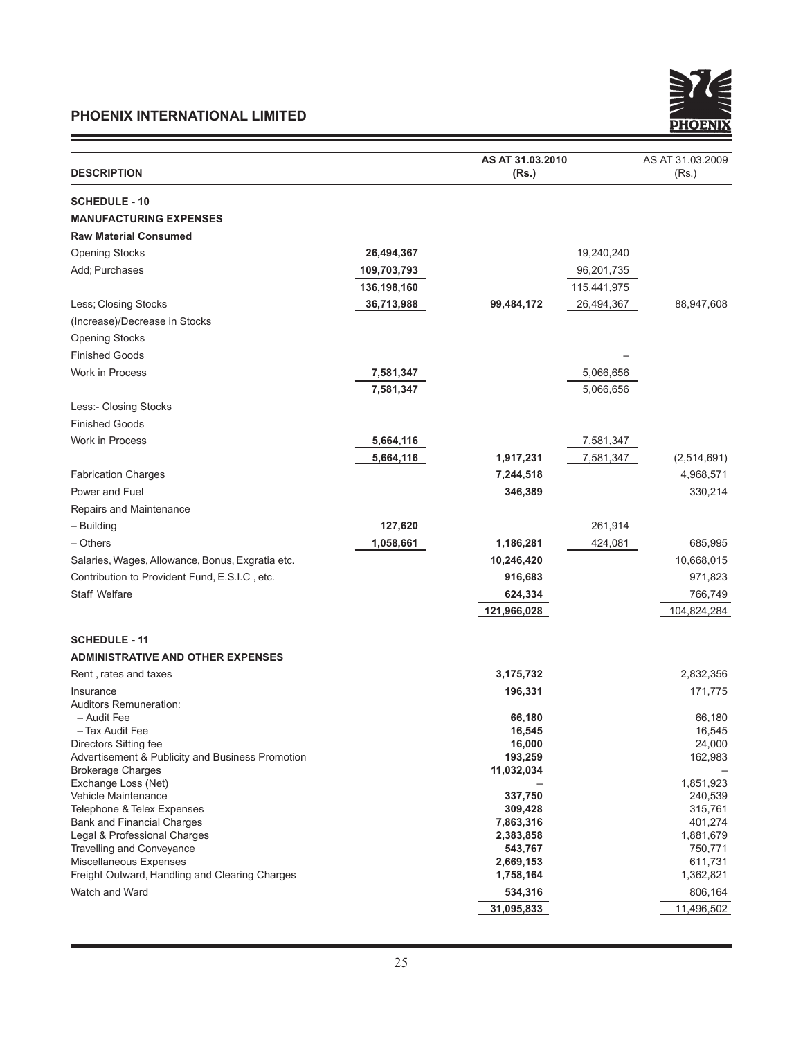| DESCRIPTION | | AS AT 31.03.2010 (Rs.) | | AS AT 31.03.2009 (Rs.) |
|---|---|---|---|---|
| **SCHEDULE - 10** | | | | |
| **MANUFACTURING EXPENSES** | | | | |
| **Raw Material Consumed** | | | | |
| Opening Stocks | **26,494,367** | | 19,240,240 | |
| Add; Purchases | **109,703,793** | | 96,201,735 | |
| | **136,198,160** | | 115,441,975 | |
| Less; Closing Stocks | **36,713,988** | **99,484,172** | 26,494,367 | 88,947,608 |
| (Increase)/Decrease in Stocks | | | | |
| Opening Stocks | | | | |
| Finished Goods | | | – | |
| Work in Process | **7,581,347** | | 5,066,656 | |
| | **7,581,347** | | 5,066,656 | |
| Less:- Closing Stocks | | | | |
| Finished Goods | | | | |
| Work in Process | **5,664,116** | | 7,581,347 | |
| | **5,664,116** | **1,917,231** | 7,581,347 | (2,514,691) |
| Fabrication Charges | | **7,244,518** | | 4,968,571 |
| Power and Fuel | | **346,389** | | 330,214 |
| Repairs and Maintenance | | | | |
| – Building | **127,620** | | 261,914 | |
| – Others | **1,058,661** | **1,186,281** | 424,081 | 685,995 |
| Salaries, Wages, Allowance, Bonus, Exgratia etc. | | **10,246,420** | | 10,668,015 |
| Contribution to Provident Fund, E.S.I.C , etc. | | **916,683** | | 971,823 |
| Staff Welfare | | **624,334** | | 766,749 |
| | | **121,966,028** | | 104,824,284 |
| **SCHEDULE - 11** | | | | |
| **ADMINISTRATIVE AND OTHER EXPENSES** | | | | |
| Rent , rates and taxes | | **3,175,732** | | 2,832,356 |
| Insurance | | **196,331** | | 171,775 |
| Auditors Remuneration: | | | | |
| – Audit Fee | | **66,180** | | 66,180 |
| – Tax Audit Fee | | **16,545** | | 16,545 |
| Directors Sitting fee | | **16,000** | | 24,000 |
| Advertisement & Publicity and Business Promotion | | **193,259** | | 162,983 |
| Brokerage Charges | | **11,032,034** | | – |
| Exchange Loss (Net) | | – | | 1,851,923 |
| Vehicle Maintenance | | **337,750** | | 240,539 |
| Telephone & Telex Expenses | | **309,428** | | 315,761 |
| Bank and Financial Charges | | **7,863,316** | | 401,274 |
| Legal & Professional Charges | | **2,383,858** | | 1,881,679 |
| Travelling and Conveyance | | **543,767** | | 750,771 |
| Miscellaneous Expenses | | **2,669,153** | | 611,731 |
| Freight Outward, Handling and Clearing Charges | | **1,758,164** | | 1,362,821 |
| Watch and Ward | | **534,316** | | 806,164 |
| | | **31,095,833** | | 11,496,502 |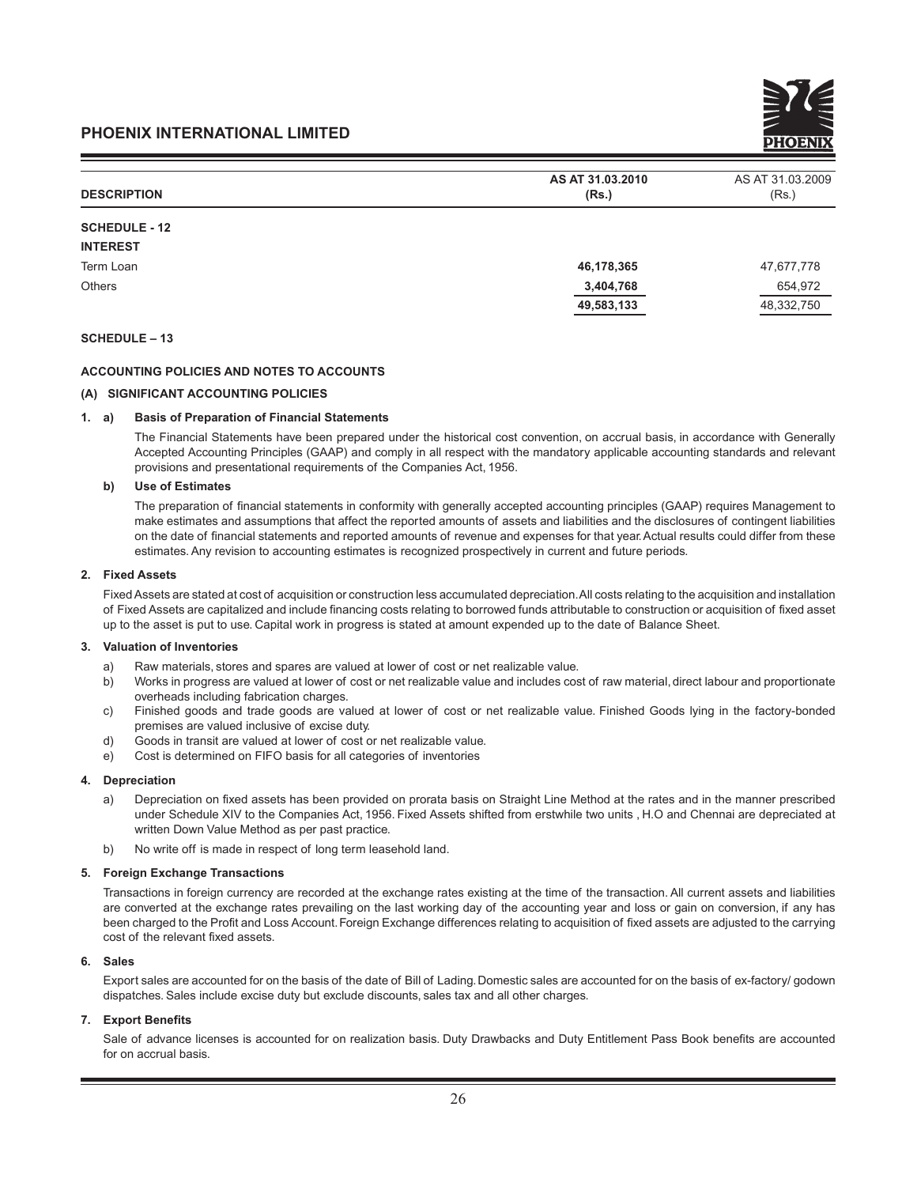| DESCRIPTION | AS AT 31.03.2010 (Rs.) | AS AT 31.03.2009 (Rs.) |
|---|---|---|
| **SCHEDULE - 12** | | |
| **INTEREST** | | |
| Term Loan | **46,178,365** | 47,677,778 |
| Others | **3,404,768** | 654,972 |
| | **49,583,133** | 48,332,750 |

**SCHEDULE – 13**

**ACCOUNTING POLICIES AND NOTES TO ACCOUNTS**

**(A) SIGNIFICANT ACCOUNTING POLICIES**

**1. a) Basis of Preparation of Financial Statements**

The Financial Statements have been prepared under the historical cost convention, on accrual basis, in accordance with Generally Accepted Accounting Principles (GAAP) and comply in all respect with the mandatory applicable accounting standards and relevant provisions and presentational requirements of the Companies Act, 1956.

**b) Use of Estimates**

The preparation of financial statements in conformity with generally accepted accounting principles (GAAP) requires Management to make estimates and assumptions that affect the reported amounts of assets and liabilities and the disclosures of contingent liabilities on the date of financial statements and reported amounts of revenue and expenses for that year. Actual results could differ from these estimates. Any revision to accounting estimates is recognized prospectively in current and future periods.

**2. Fixed Assets**

Fixed Assets are stated at cost of acquisition or construction less accumulated depreciation. All costs relating to the acquisition and installation of Fixed Assets are capitalized and include financing costs relating to borrowed funds attributable to construction or acquisition of fixed asset up to the asset is put to use. Capital work in progress is stated at amount expended up to the date of Balance Sheet.

**3. Valuation of Inventories**

a) Raw materials, stores and spares are valued at lower of cost or net realizable value.

b) Works in progress are valued at lower of cost or net realizable value and includes cost of raw material, direct labour and proportionate overheads including fabrication charges.

c) Finished goods and trade goods are valued at lower of cost or net realizable value. Finished Goods lying in the factory-bonded premises are valued inclusive of excise duty.

d) Goods in transit are valued at lower of cost or net realizable value.

e) Cost is determined on FIFO basis for all categories of inventories

**4. Depreciation**

a) Depreciation on fixed assets has been provided on prorata basis on Straight Line Method at the rates and in the manner prescribed under Schedule XIV to the Companies Act, 1956. Fixed Assets shifted from erstwhile two units , H.O and Chennai are depreciated at written Down Value Method as per past practice.

b) No write off is made in respect of long term leasehold land.

**5. Foreign Exchange Transactions**

Transactions in foreign currency are recorded at the exchange rates existing at the time of the transaction. All current assets and liabilities are converted at the exchange rates prevailing on the last working day of the accounting year and loss or gain on conversion, if any has been charged to the Profit and Loss Account. Foreign Exchange differences relating to acquisition of fixed assets are adjusted to the carrying cost of the relevant fixed assets.

**6. Sales**

Export sales are accounted for on the basis of the date of Bill of Lading. Domestic sales are accounted for on the basis of ex-factory/ godown dispatches. Sales include excise duty but exclude discounts, sales tax and all other charges.

**7. Export Benefits**

Sale of advance licenses is accounted for on realization basis. Duty Drawbacks and Duty Entitlement Pass Book benefits are accounted for on accrual basis.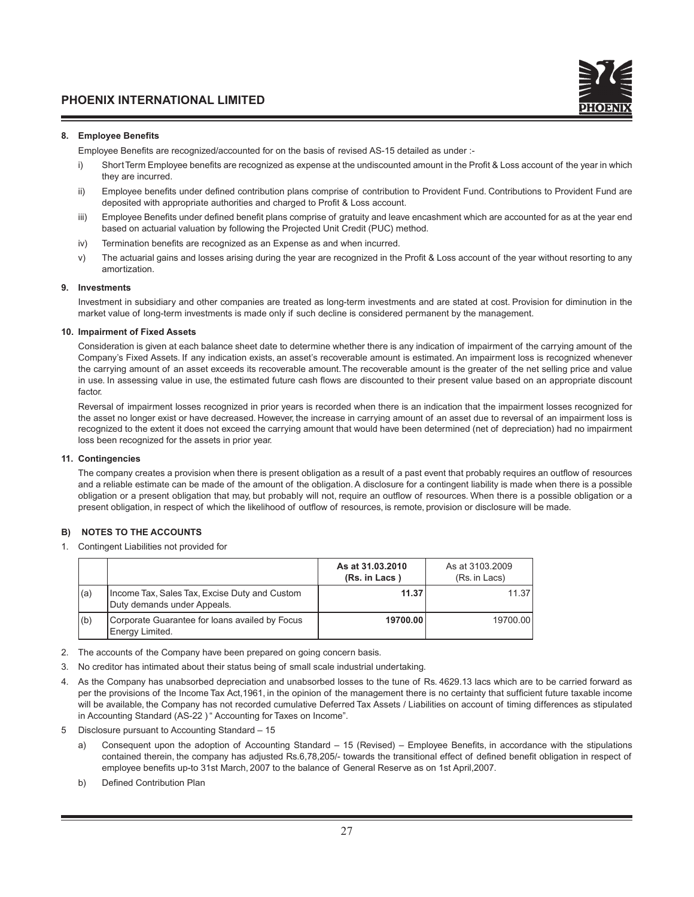### 8. Employee Benefits

Employee Benefits are recognized/accounted for on the basis of revised AS-15 detailed as under :-

i) Short Term Employee benefits are recognized as expense at the undiscounted amount in the Profit & Loss account of the year in which they are incurred.

ii) Employee benefits under defined contribution plans comprise of contribution to Provident Fund. Contributions to Provident Fund are deposited with appropriate authorities and charged to Profit & Loss account.

iii) Employee Benefits under defined benefit plans comprise of gratuity and leave encashment which are accounted for as at the year end based on actuarial valuation by following the Projected Unit Credit (PUC) method.

iv) Termination benefits are recognized as an Expense as and when incurred.

v) The actuarial gains and losses arising during the year are recognized in the Profit & Loss account of the year without resorting to any amortization.

### 9. Investments

Investment in subsidiary and other companies are treated as long-term investments and are stated at cost. Provision for diminution in the market value of long-term investments is made only if such decline is considered permanent by the management.

### 10. Impairment of Fixed Assets

Consideration is given at each balance sheet date to determine whether there is any indication of impairment of the carrying amount of the Company's Fixed Assets. If any indication exists, an asset's recoverable amount is estimated. An impairment loss is recognized whenever the carrying amount of an asset exceeds its recoverable amount. The recoverable amount is the greater of the net selling price and value in use. In assessing value in use, the estimated future cash flows are discounted to their present value based on an appropriate discount factor.

Reversal of impairment losses recognized in prior years is recorded when there is an indication that the impairment losses recognized for the asset no longer exist or have decreased. However, the increase in carrying amount of an asset due to reversal of an impairment loss is recognized to the extent it does not exceed the carrying amount that would have been determined (net of depreciation) had no impairment loss been recognized for the assets in prior year.

### 11. Contingencies

The company creates a provision when there is present obligation as a result of a past event that probably requires an outflow of resources and a reliable estimate can be made of the amount of the obligation. A disclosure for a contingent liability is made when there is a possible obligation or a present obligation that may, but probably will not, require an outflow of resources. When there is a possible obligation or a present obligation, in respect of which the likelihood of outflow of resources, is remote, provision or disclosure will be made.

## B) NOTES TO THE ACCOUNTS

1. Contingent Liabilities not provided for

| | | **As at 31.03.2010 (Rs. in Lacs )** | As at 3103.2009 (Rs. in Lacs) |
|---|---|---|---|
| (a) | Income Tax, Sales Tax, Excise Duty and Custom Duty demands under Appeals. | **11.37** | 11.37 |
| (b) | Corporate Guarantee for loans availed by Focus Energy Limited. | **19700.00** | 19700.00 |

2. The accounts of the Company have been prepared on going concern basis.

3. No creditor has intimated about their status being of small scale industrial undertaking.

4. As the Company has unabsorbed depreciation and unabsorbed losses to the tune of Rs. 4629.13 lacs which are to be carried forward as per the provisions of the Income Tax Act,1961, in the opinion of the management there is no certainty that sufficient future taxable income will be available, the Company has not recorded cumulative Deferred Tax Assets / Liabilities on account of timing differences as stipulated in Accounting Standard (AS-22 ) " Accounting for Taxes on Income".

5 Disclosure pursuant to Accounting Standard – 15

a) Consequent upon the adoption of Accounting Standard – 15 (Revised) – Employee Benefits, in accordance with the stipulations contained therein, the company has adjusted Rs.6,78,205/- towards the transitional effect of defined benefit obligation in respect of employee benefits up-to 31st March, 2007 to the balance of General Reserve as on 1st April,2007.

b) Defined Contribution Plan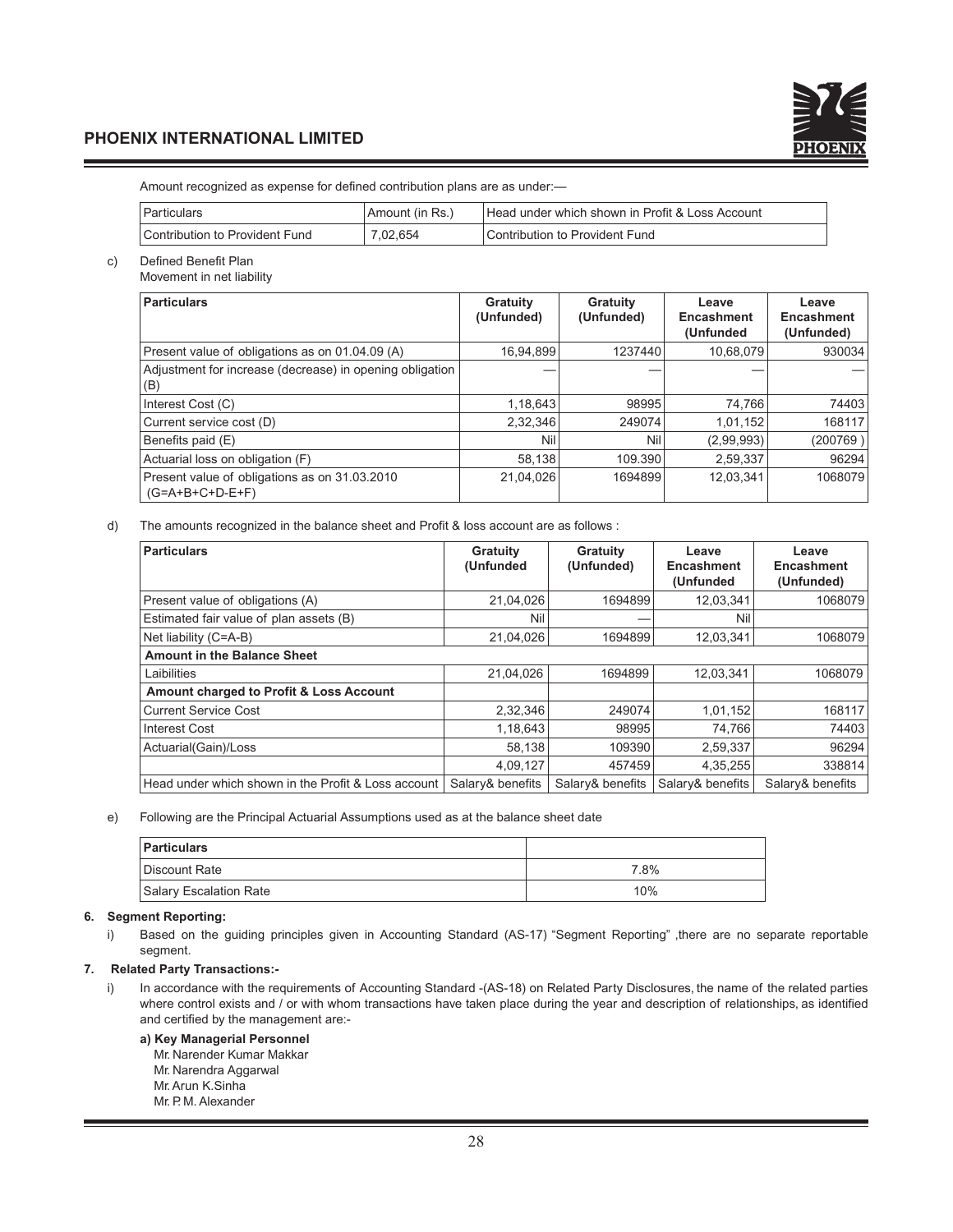Amount recognized as expense for defined contribution plans are as under:—

| Particulars | Amount (in Rs.) | Head under which shown in Profit & Loss Account |
|---|---|---|
| Contribution to Provident Fund | 7,02,654 | Contribution to Provident Fund |

c) Defined Benefit Plan

Movement in net liability

| Particulars | Gratuity (Unfunded) | Gratuity (Unfunded) | Leave Encashment (Unfunded | Leave Encashment (Unfunded) |
|---|---|---|---|---|
| Present value of obligations as on 01.04.09 (A) | 16,94,899 | 1237440 | 10,68,079 | 930034 |
| Adjustment for increase (decrease) in opening obligation (B) | — | — | — | — |
| Interest Cost (C) | 1,18,643 | 98995 | 74,766 | 74403 |
| Current service cost (D) | 2,32,346 | 249074 | 1,01,152 | 168117 |
| Benefits paid (E) | Nil | Nil | (2,99,993) | (200769 ) |
| Actuarial loss on obligation (F) | 58,138 | 109.390 | 2,59,337 | 96294 |
| Present value of obligations as on 31.03.2010 (G=A+B+C+D-E+F) | 21,04,026 | 1694899 | 12,03,341 | 1068079 |

d) The amounts recognized in the balance sheet and Profit & loss account are as follows :

| Particulars | Gratuity (Unfunded | Gratuity (Unfunded) | Leave Encashment (Unfunded | Leave Encashment (Unfunded) |
|---|---|---|---|---|
| Present value of obligations (A) | 21,04,026 | 1694899 | 12,03,341 | 1068079 |
| Estimated fair value of plan assets (B) | Nil | — | Nil | |
| Net liability (C=A-B) | 21,04,026 | 1694899 | 12,03,341 | 1068079 |
| **Amount in the Balance Sheet** | | | | |
| Laibilities | 21,04,026 | 1694899 | 12,03,341 | 1068079 |
| **Amount charged to Profit & Loss Account** | | | | |
| Current Service Cost | 2,32,346 | 249074 | 1,01,152 | 168117 |
| Interest Cost | 1,18,643 | 98995 | 74,766 | 74403 |
| Actuarial(Gain)/Loss | 58,138 | 109390 | 2,59,337 | 96294 |
| | 4,09,127 | 457459 | 4,35,255 | 338814 |
| Head under which shown in the Profit & Loss account | Salary& benefits | Salary& benefits | Salary& benefits | Salary& benefits |

e) Following are the Principal Actuarial Assumptions used as at the balance sheet date

| Particulars | |
|---|---|
| Discount Rate | 7.8% |
| Salary Escalation Rate | 10% |

**6. Segment Reporting:**

i) Based on the guiding principles given in Accounting Standard (AS-17) "Segment Reporting" ,there are no separate reportable segment.

**7. Related Party Transactions:-**

i) In accordance with the requirements of Accounting Standard -(AS-18) on Related Party Disclosures, the name of the related parties where control exists and / or with whom transactions have taken place during the year and description of relationships, as identified and certified by the management are:-

**a) Key Managerial Personnel**

Mr. Narender Kumar Makkar
Mr. Narendra Aggarwal
Mr. Arun K.Sinha
Mr. P. M. Alexander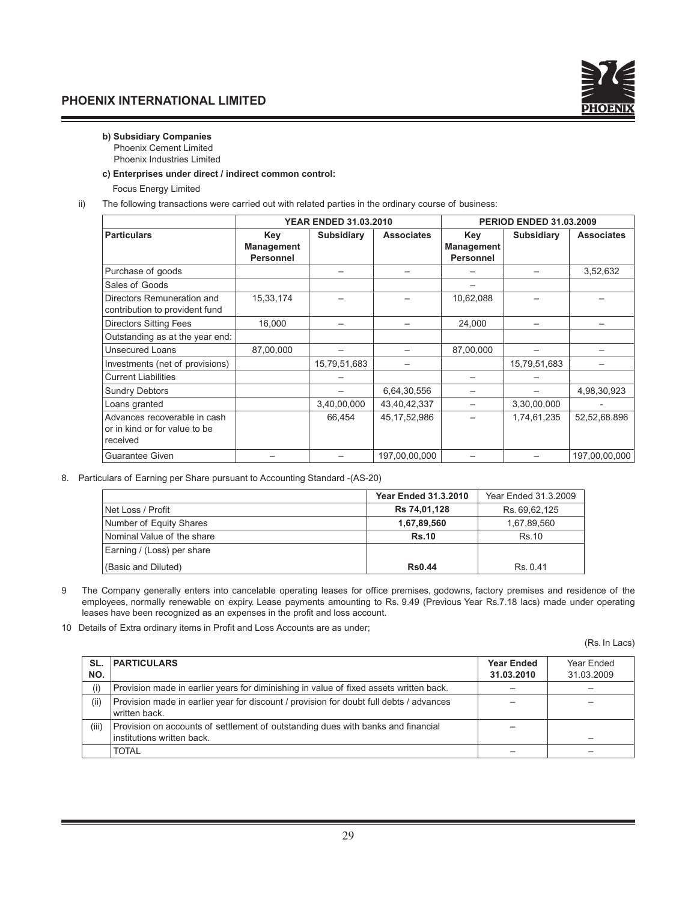**b) Subsidiary Companies**

Phoenix Cement Limited

Phoenix Industries Limited

**c) Enterprises under direct / indirect common control:**

Focus Energy Limited

ii) The following transactions were carried out with related parties in the ordinary course of business:

| | YEAR ENDED 31.03.2010 | | | PERIOD ENDED 31.03.2009 | | |
|---|---|---|---|---|---|---|
| **Particulars** | **Key Management Personnel** | **Subsidiary** | **Associates** | **Key Management Personnel** | **Subsidiary** | **Associates** |
| Purchase of goods | | – | – | – | – | 3,52,632 |
| Sales of Goods | | | | – | | |
| Directors Remuneration and contribution to provident fund | 15,33,174 | – | – | 10,62,088 | – | – |
| Directors Sitting Fees | 16,000 | – | – | 24,000 | – | – |
| Outstanding as at the year end: | | | | | | |
| Unsecured Loans | 87,00,000 | – | – | 87,00,000 | – | – |
| Investments (net of provisions) | | 15,79,51,683 | – | | 15,79,51,683 | – |
| Current Liabilities | | – | | – | – | |
| Sundry Debtors | | – | 6,64,30,556 | – | – | 4,98,30,923 |
| Loans granted | | 3,40,00,000 | 43,40,42,337 | – | 3,30,00,000 | - |
| Advances recoverable in cash or in kind or for value to be received | | 66,454 | 45,17,52,986 | – | 1,74,61,235 | 52,52,68.896 |
| Guarantee Given | – | – | 197,00,00,000 | – | – | 197,00,00,000 |

8. Particulars of Earning per Share pursuant to Accounting Standard -(AS-20)

| | **Year Ended 31.3.2010** | Year Ended 31.3.2009 |
|---|---|---|
| Net Loss / Profit | **Rs 74,01,128** | Rs. 69,62,125 |
| Number of Equity Shares | **1,67,89,560** | 1,67,89,560 |
| Nominal Value of the share | **Rs.10** | Rs.10 |
| Earning / (Loss) per share | | |
| (Basic and Diluted) | **Rs0.44** | Rs. 0.41 |

9 The Company generally enters into cancelable operating leases for office premises, godowns, factory premises and residence of the employees, normally renewable on expiry. Lease payments amounting to Rs. 9.49 (Previous Year Rs.7.18 lacs) made under operating leases have been recognized as an expenses in the profit and loss account.

10 Details of Extra ordinary items in Profit and Loss Accounts are as under;

(Rs. In Lacs)

| SL. NO. | PARTICULARS | Year Ended 31.03.2010 | Year Ended 31.03.2009 |
|---|---|---|---|
| (i) | Provision made in earlier years for diminishing in value of fixed assets written back. | – | – |
| (ii) | Provision made in earlier year for discount / provision for doubt full debts / advances written back. | – | – |
| (iii) | Provision on accounts of settlement of outstanding dues with banks and financial institutions written back. | – | – |
| | TOTAL | – | – |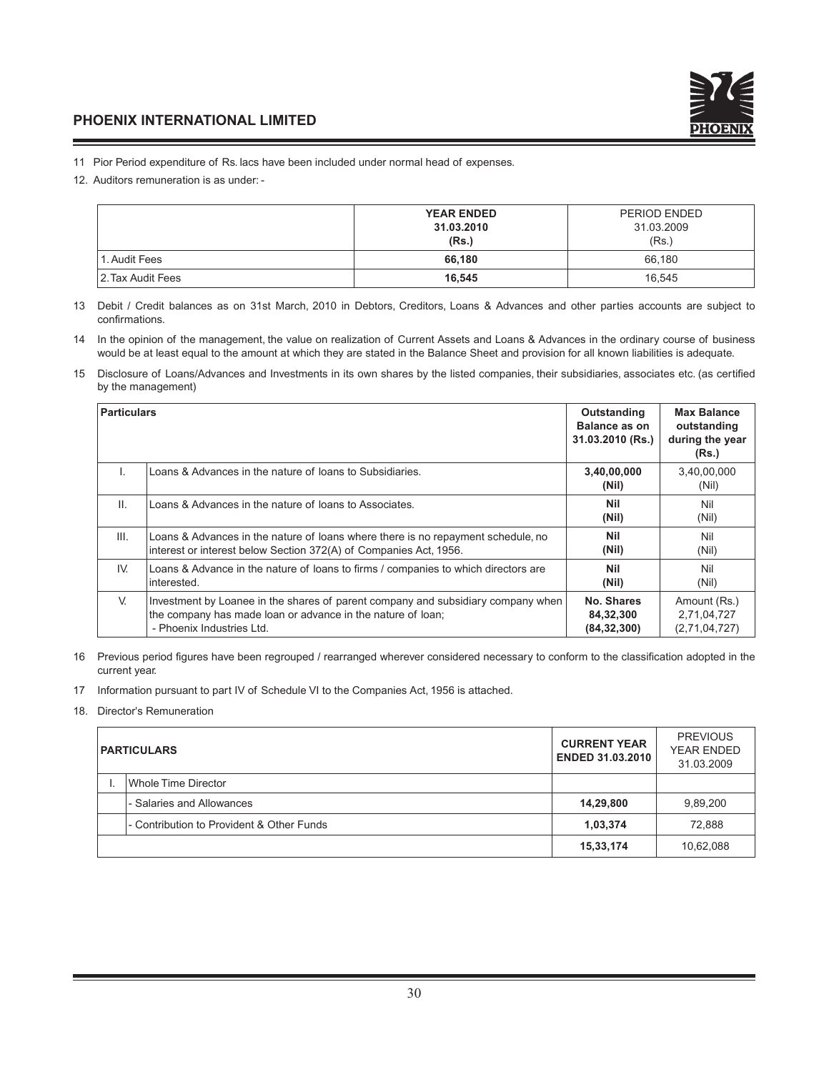11 Pior Period expenditure of Rs. lacs have been included under normal head of expenses.

12. Auditors remuneration is as under: -

| | **YEAR ENDED 31.03.2010 (Rs.)** | PERIOD ENDED 31.03.2009 (Rs.) |
|---|---|---|
| 1. Audit Fees | **66,180** | 66,180 |
| 2. Tax Audit Fees | **16,545** | 16,545 |

13 Debit / Credit balances as on 31st March, 2010 in Debtors, Creditors, Loans & Advances and other parties accounts are subject to confirmations.

14 In the opinion of the management, the value on realization of Current Assets and Loans & Advances in the ordinary course of business would be at least equal to the amount at which they are stated in the Balance Sheet and provision for all known liabilities is adequate.

15 Disclosure of Loans/Advances and Investments in its own shares by the listed companies, their subsidiaries, associates etc. (as certified by the management)

| **Particulars** | | **Outstanding Balance as on 31.03.2010 (Rs.)** | **Max Balance outstanding during the year (Rs.)** |
|---|---|---|---|
| I. | Loans & Advances in the nature of loans to Subsidiaries. | **3,40,00,000 (Nil)** | 3,40,00,000 (Nil) |
| II. | Loans & Advances in the nature of loans to Associates. | **Nil (Nil)** | Nil (Nil) |
| III. | Loans & Advances in the nature of loans where there is no repayment schedule, no interest or interest below Section 372(A) of Companies Act, 1956. | **Nil (Nil)** | Nil (Nil) |
| IV. | Loans & Advance in the nature of loans to firms / companies to which directors are interested. | **Nil (Nil)** | Nil (Nil) |
| V. | Investment by Loanee in the shares of parent company and subsidiary company when the company has made loan or advance in the nature of loan; - Phoenix Industries Ltd. | **No. Shares 84,32,300 (84,32,300)** | Amount (Rs.) 2,71,04,727 (2,71,04,727) |

16 Previous period figures have been regrouped / rearranged wherever considered necessary to conform to the classification adopted in the current year.

17 Information pursuant to part IV of Schedule VI to the Companies Act, 1956 is attached.

18. Director's Remuneration

| **PARTICULARS** | | **CURRENT YEAR ENDED 31.03.2010** | PREVIOUS YEAR ENDED 31.03.2009 |
|---|---|---|---|
| I. | Whole Time Director | | |
| | - Salaries and Allowances | **14,29,800** | 9,89,200 |
| | - Contribution to Provident & Other Funds | **1,03,374** | 72,888 |
| | | **15,33,174** | 10,62,088 |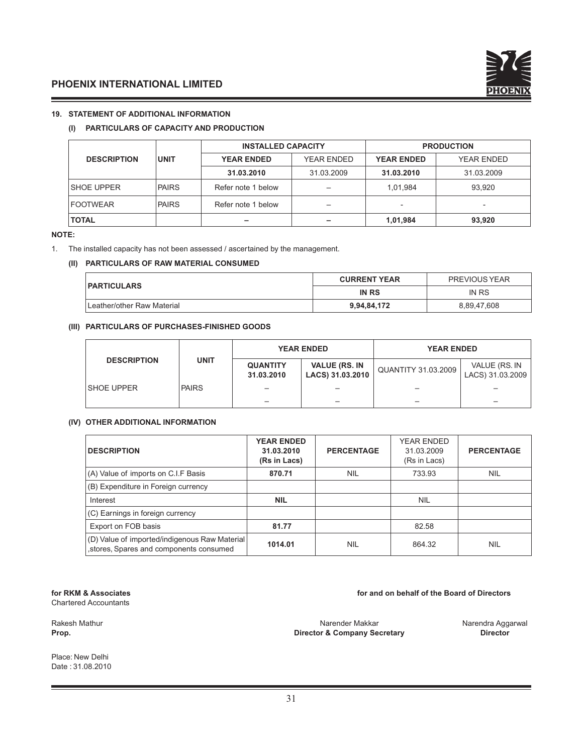## 19. STATEMENT OF ADDITIONAL INFORMATION

### (I) PARTICULARS OF CAPACITY AND PRODUCTION

| DESCRIPTION | UNIT | INSTALLED CAPACITY | | PRODUCTION | |
|---|---|---|---|---|---|
| | | **YEAR ENDED** | YEAR ENDED | **YEAR ENDED** | YEAR ENDED |
| | | **31.03.2010** | 31.03.2009 | **31.03.2010** | 31.03.2009 |
| SHOE UPPER | PAIRS | Refer note 1 below | – | 1,01,984 | 93,920 |
| FOOTWEAR | PAIRS | Refer note 1 below | – | - | - |
| **TOTAL** | | **–** | **–** | **1,01,984** | **93,920** |

**NOTE:**

1. The installed capacity has not been assessed / ascertained by the management.

### (II) PARTICULARS OF RAW MATERIAL CONSUMED

| PARTICULARS | CURRENT YEAR | PREVIOUS YEAR |
|---|---|---|
| | **IN RS** | IN RS |
| Leather/other Raw Material | **9,94,84,172** | 8,89,47,608 |

### (III) PARTICULARS OF PURCHASES-FINISHED GOODS

| DESCRIPTION | UNIT | YEAR ENDED | | YEAR ENDED | |
|---|---|---|---|---|---|
| | | **QUANTITY 31.03.2010** | **VALUE (RS. IN LACS) 31.03.2010** | QUANTITY 31.03.2009 | VALUE (RS. IN LACS) 31.03.2009 |
| SHOE UPPER | PAIRS | – | – | – | – |
| | | – | – | – | – |

### (IV) OTHER ADDITIONAL INFORMATION

| DESCRIPTION | YEAR ENDED 31.03.2010 (Rs in Lacs) | PERCENTAGE | YEAR ENDED 31.03.2009 (Rs in Lacs) | PERCENTAGE |
|---|---|---|---|---|
| (A) Value of imports on C.I.F Basis | **870.71** | NIL | 733.93 | NIL |
| (B) Expenditure in Foreign currency | | | | |
| Interest | **NIL** | | NIL | |
| (C) Earnings in foreign currency | | | | |
| Export on FOB basis | **81.77** | | 82.58 | |
| (D) Value of imported/indigenous Raw Material ,stores, Spares and components consumed | **1014.01** | NIL | 864.32 | NIL |

**for RKM & Associates**
Chartered Accountants

Rakesh Mathur
**Prop.**

**for and on behalf of the Board of Directors**

Narender Makkar
**Director & Company Secretary**

Narendra Aggarwal
**Director**

Place: New Delhi
Date : 31.08.2010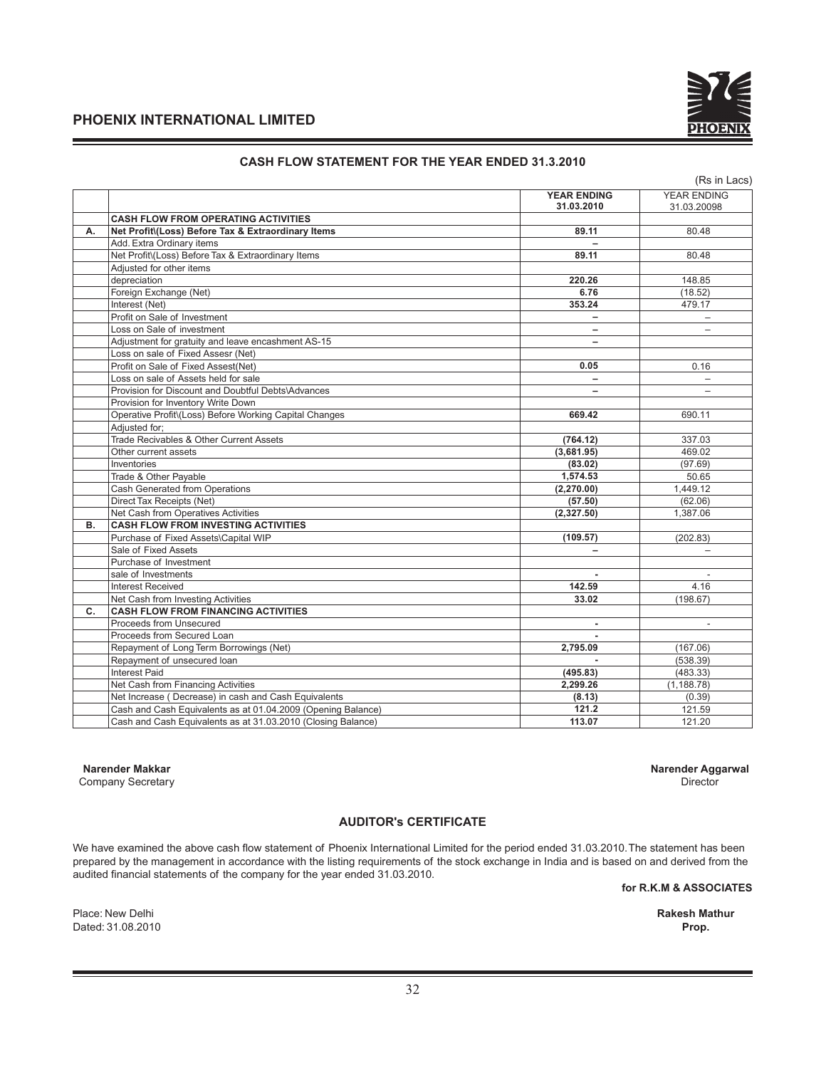## PHOENIX INTERNATIONAL LIMITED

### CASH FLOW STATEMENT FOR THE YEAR ENDED 31.3.2010

(Rs in Lacs)

| | | **YEAR ENDING 31.03.2010** | YEAR ENDING 31.03.20098 |
|---|---|---|---|
| | **CASH FLOW FROM OPERATING ACTIVITIES** | | |
| **A.** | **Net Profit\(Loss) Before Tax & Extraordinary Items** | **89.11** | 80.48 |
| | Add. Extra Ordinary items | **–** | |
| | Net Profit\(Loss) Before Tax & Extraordinary Items | **89.11** | 80.48 |
| | Adjusted for other items | | |
| | depreciation | **220.26** | 148.85 |
| | Foreign Exchange (Net) | **6.76** | (18.52) |
| | Interest (Net) | **353.24** | 479.17 |
| | Profit on Sale of Investment | **–** | – |
| | Loss on Sale of investment | **–** | – |
| | Adjustment for gratuity and leave encashment AS-15 | **–** | |
| | Loss on sale of Fixed Assesr (Net) | | |
| | Profit on Sale of Fixed Assest(Net) | **0.05** | 0.16 |
| | Loss on sale of Assets held for sale | **–** | – |
| | Provision for Discount and Doubtful Debts\Advances | **–** | – |
| | Provision for Inventory Write Down | | |
| | Operative Profit\(Loss) Before Working Capital Changes | **669.42** | 690.11 |
| | Adjusted for; | | |
| | Trade Recivables & Other Current Assets | **(764.12)** | 337.03 |
| | Other current assets | **(3,681.95)** | 469.02 |
| | Inventories | **(83.02)** | (97.69) |
| | Trade & Other Payable | **1,574.53** | 50.65 |
| | Cash Generated from Operations | **(2,270.00)** | 1,449.12 |
| | Direct Tax Receipts (Net) | **(57.50)** | (62.06) |
| | Net Cash from Operatives Activities | **(2,327.50)** | 1,387.06 |
| **B.** | **CASH FLOW FROM INVESTING ACTIVITIES** | | |
| | Purchase of Fixed Assets\Capital WIP | **(109.57)** | (202.83) |
| | Sale of Fixed Assets | **–** | – |
| | Purchase of Investment | | |
| | sale of Investments | **-** | - |
| | Interest Received | **142.59** | 4.16 |
| | Net Cash from Investing Activities | **33.02** | (198.67) |
| **C.** | **CASH FLOW FROM FINANCING ACTIVITIES** | | |
| | Proceeds from Unsecured | **-** | - |
| | Proceeds from Secured Loan | **-** | |
| | Repayment of Long Term Borrowings (Net) | **2,795.09** | (167.06) |
| | Repayment of unsecured loan | **-** | (538.39) |
| | Interest Paid | **(495.83)** | (483.33) |
| | Net Cash from Financing Activities | **2,299.26** | (1,188.78) |
| | Net Increase ( Decrease) in cash and Cash Equivalents | **(8.13)** | (0.39) |
| | Cash and Cash Equivalents as at 01.04.2009 (Opening Balance) | **121.2** | 121.59 |
| | Cash and Cash Equivalents as at 31.03.2010 (Closing Balance) | **113.07** | 121.20 |

**Narender Makkar**
Company Secretary

**Narender Aggarwal**
Director

### AUDITOR's CERTIFICATE

We have examined the above cash flow statement of Phoenix International Limited for the period ended 31.03.2010. The statement has been prepared by the management in accordance with the listing requirements of the stock exchange in India and is based on and derived from the audited financial statements of the company for the year ended 31.03.2010.

**for R.K.M & ASSOCIATES**

Place: New Delhi
Dated: 31.08.2010

**Rakesh Mathur**
**Prop.**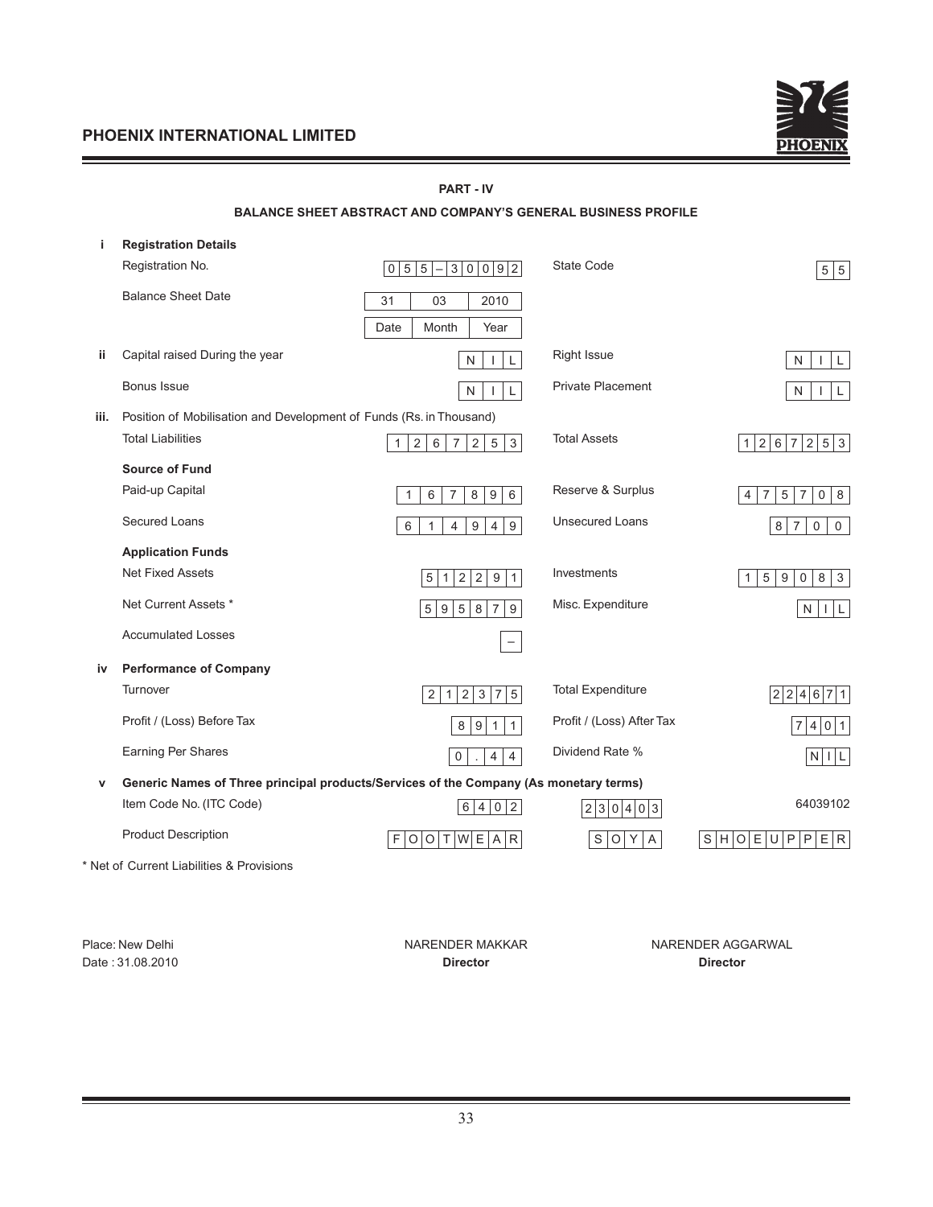## PART - IV

### BALANCE SHEET ABSTRACT AND COMPANY'S GENERAL BUSINESS PROFILE

| | | | | |
|---|---|---|---|---|
| **i** | **Registration Details** | | | |
| | Registration No. | 055–30092 | State Code | 55 |
| | Balance Sheet Date | 31 / 03 / 2010 (Date / Month / Year) | | |
| **ii** | Capital raised During the year | NIL | Right Issue | NIL |
| | Bonus Issue | NIL | Private Placement | NIL |
| **iii.** | Position of Mobilisation and Development of Funds (Rs. in Thousand) | | | |
| | Total Liabilities | 1267253 | Total Assets | 1267253 |
| | **Source of Fund** | | | |
| | Paid-up Capital | 167896 | Reserve & Surplus | 475708 |
| | Secured Loans | 614949 | Unsecured Loans | 8700 |
| | **Application Funds** | | | |
| | Net Fixed Assets | 512291 | Investments | 159083 |
| | Net Current Assets * | 595879 | Misc. Expenditure | NIL |
| | Accumulated Losses | – | | |
| **iv** | **Performance of Company** | | | |
| | Turnover | 212375 | Total Expenditure | 224671 |
| | Profit / (Loss) Before Tax | 8911 | Profit / (Loss) After Tax | 7401 |
| | Earning Per Shares | 0.44 | Dividend Rate % | NIL |
| **v** | **Generic Names of Three principal products/Services of the Company (As monetary terms)** | | | |
| | Item Code No. (ITC Code) | 6402 | 230403 | 64039102 |
| | Product Description | FOOTWEAR | SOYA | SHOEUPPER |

\* Net of Current Liabilities & Provisions

Place: New Delhi
Date : 31.08.2010

NARENDER MAKKAR
**Director**

NARENDER AGGARWAL
**Director**